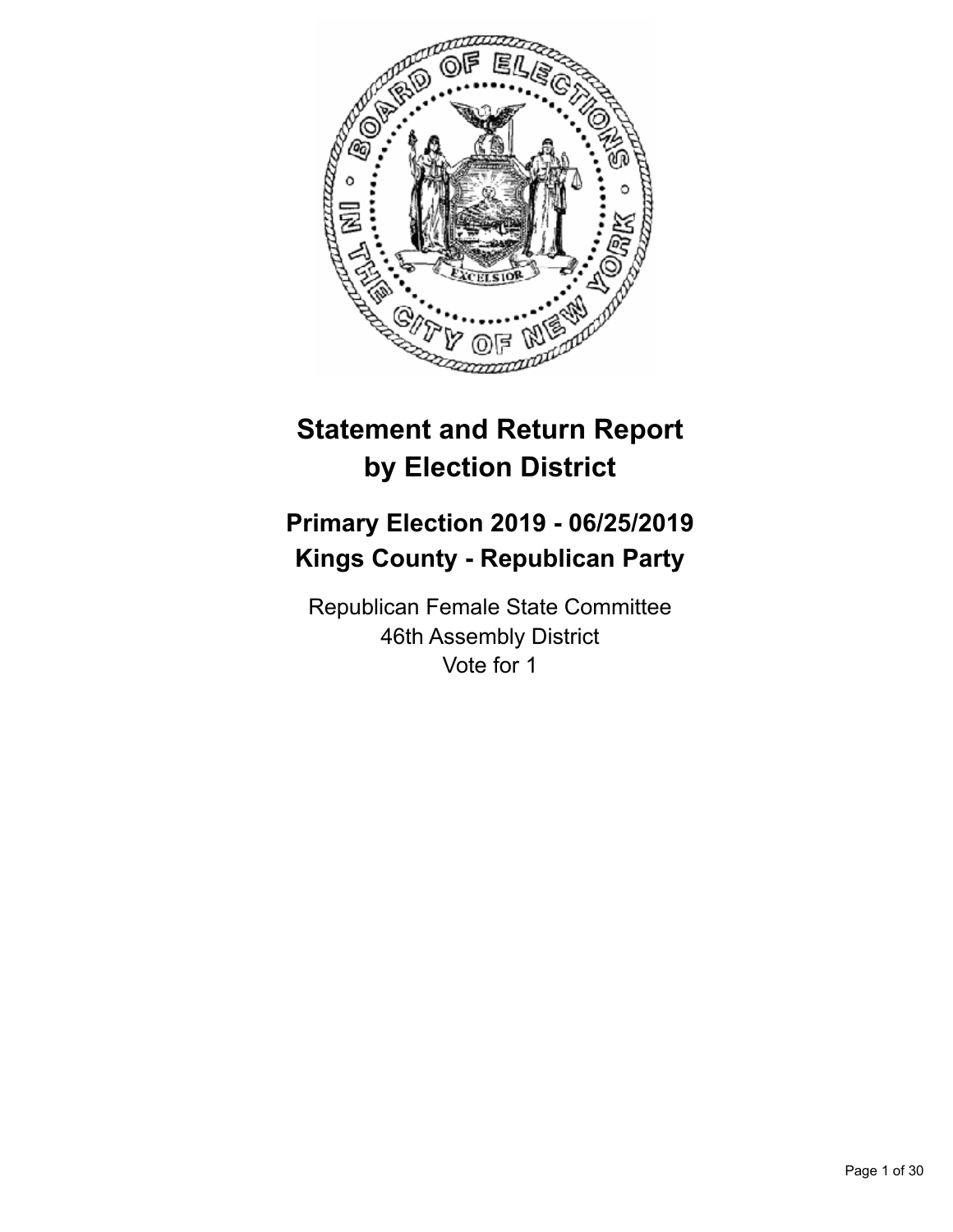# Statement and Return Report by Election District

## Primary Election 2019 - 06/25/2019
## Kings County - Republican Party

Republican Female State Committee
46th Assembly District
Vote for 1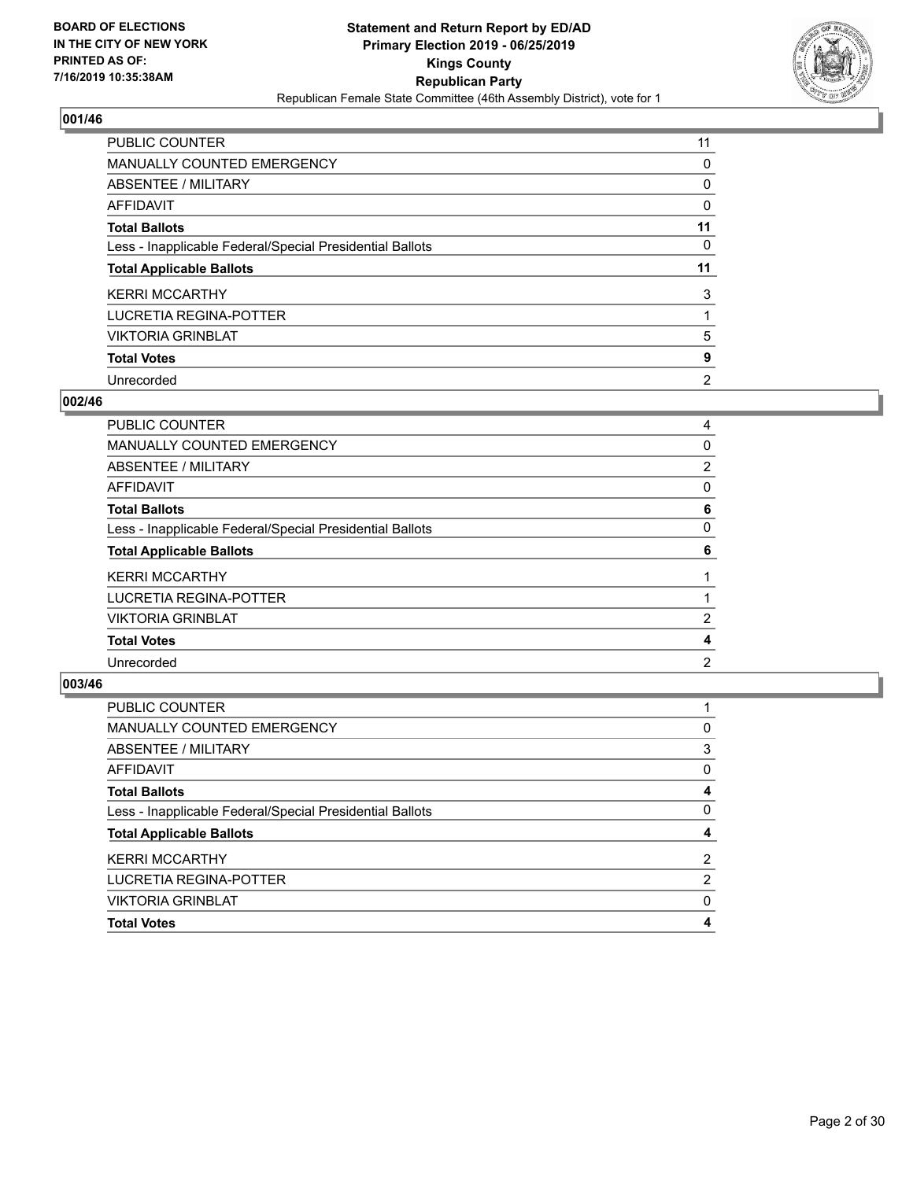**BOARD OF ELECTIONS IN THE CITY OF NEW YORK PRINTED AS OF: 7/16/2019 10:35:38AM**

**Statement and Return Report by ED/AD Primary Election 2019 - 06/25/2019 Kings County Republican Party**

Republican Female State Committee (46th Assembly District), vote for 1

### 001/46

| | |
|---|---|
| PUBLIC COUNTER | 11 |
| MANUALLY COUNTED EMERGENCY | 0 |
| ABSENTEE / MILITARY | 0 |
| AFFIDAVIT | 0 |
| **Total Ballots** | **11** |
| Less - Inapplicable Federal/Special Presidential Ballots | 0 |
| **Total Applicable Ballots** | **11** |
| KERRI MCCARTHY | 3 |
| LUCRETIA REGINA-POTTER | 1 |
| VIKTORIA GRINBLAT | 5 |
| **Total Votes** | **9** |
| Unrecorded | 2 |

### 002/46

| | |
|---|---|
| PUBLIC COUNTER | 4 |
| MANUALLY COUNTED EMERGENCY | 0 |
| ABSENTEE / MILITARY | 2 |
| AFFIDAVIT | 0 |
| **Total Ballots** | **6** |
| Less - Inapplicable Federal/Special Presidential Ballots | 0 |
| **Total Applicable Ballots** | **6** |
| KERRI MCCARTHY | 1 |
| LUCRETIA REGINA-POTTER | 1 |
| VIKTORIA GRINBLAT | 2 |
| **Total Votes** | **4** |
| Unrecorded | 2 |

### 003/46

| | |
|---|---|
| PUBLIC COUNTER | 1 |
| MANUALLY COUNTED EMERGENCY | 0 |
| ABSENTEE / MILITARY | 3 |
| AFFIDAVIT | 0 |
| **Total Ballots** | **4** |
| Less - Inapplicable Federal/Special Presidential Ballots | 0 |
| **Total Applicable Ballots** | **4** |
| KERRI MCCARTHY | 2 |
| LUCRETIA REGINA-POTTER | 2 |
| VIKTORIA GRINBLAT | 0 |
| **Total Votes** | **4** |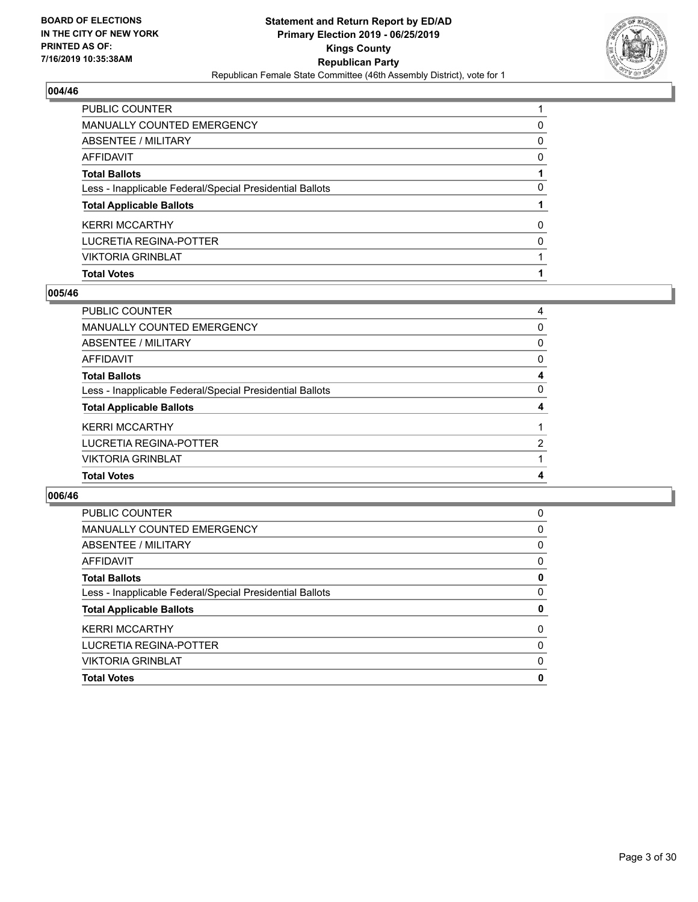## 004/46

| | |
|---|---|
| PUBLIC COUNTER | 1 |
| MANUALLY COUNTED EMERGENCY | 0 |
| ABSENTEE / MILITARY | 0 |
| AFFIDAVIT | 0 |
| **Total Ballots** | **1** |
| Less - Inapplicable Federal/Special Presidential Ballots | 0 |
| **Total Applicable Ballots** | **1** |
| KERRI MCCARTHY | 0 |
| LUCRETIA REGINA-POTTER | 0 |
| VIKTORIA GRINBLAT | 1 |
| **Total Votes** | **1** |

## 005/46

| | |
|---|---|
| PUBLIC COUNTER | 4 |
| MANUALLY COUNTED EMERGENCY | 0 |
| ABSENTEE / MILITARY | 0 |
| AFFIDAVIT | 0 |
| **Total Ballots** | **4** |
| Less - Inapplicable Federal/Special Presidential Ballots | 0 |
| **Total Applicable Ballots** | **4** |
| KERRI MCCARTHY | 1 |
| LUCRETIA REGINA-POTTER | 2 |
| VIKTORIA GRINBLAT | 1 |
| **Total Votes** | **4** |

## 006/46

| | |
|---|---|
| PUBLIC COUNTER | 0 |
| MANUALLY COUNTED EMERGENCY | 0 |
| ABSENTEE / MILITARY | 0 |
| AFFIDAVIT | 0 |
| **Total Ballots** | **0** |
| Less - Inapplicable Federal/Special Presidential Ballots | 0 |
| **Total Applicable Ballots** | **0** |
| KERRI MCCARTHY | 0 |
| LUCRETIA REGINA-POTTER | 0 |
| VIKTORIA GRINBLAT | 0 |
| **Total Votes** | **0** |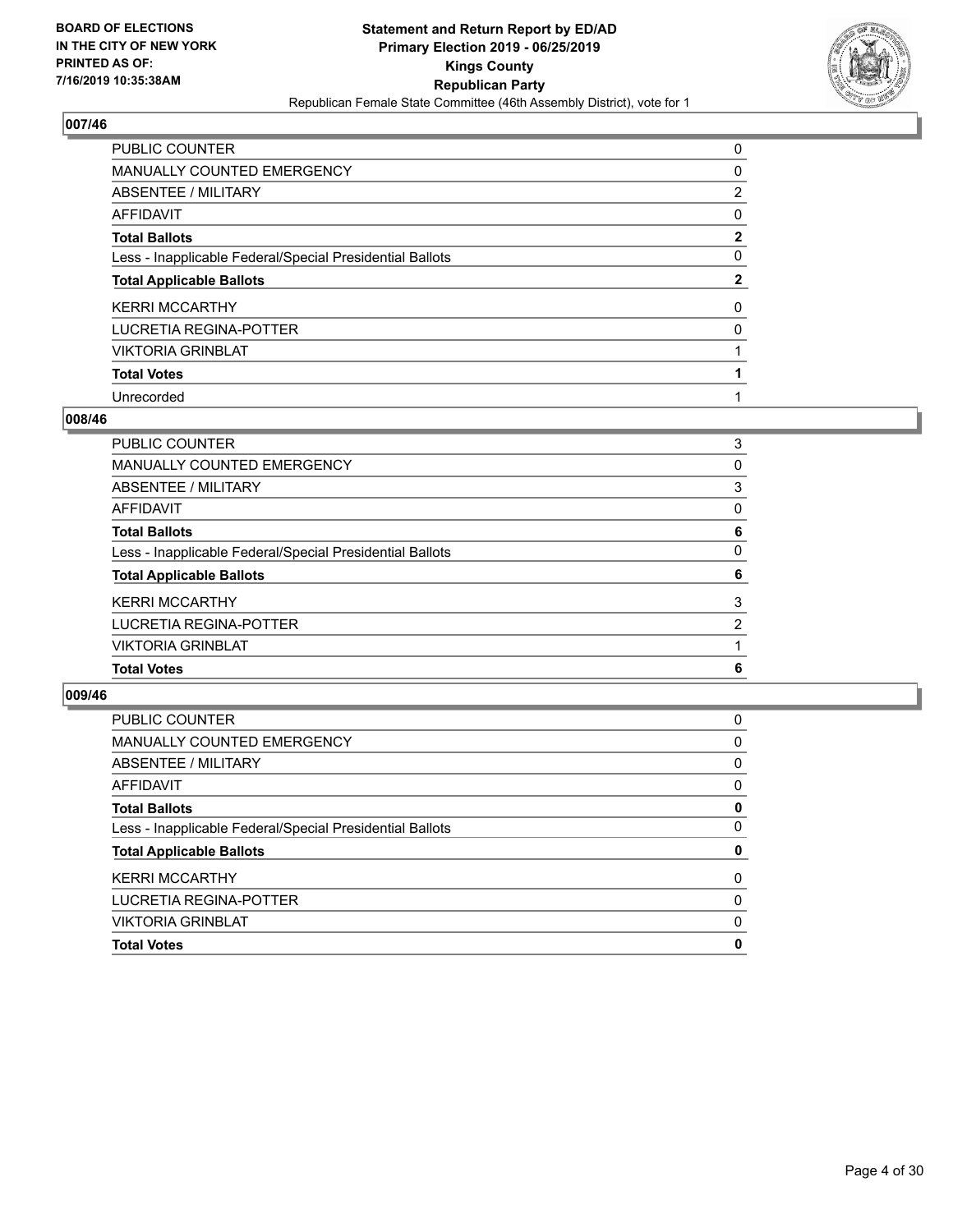## 007/46

| | |
|---|---|
| PUBLIC COUNTER | 0 |
| MANUALLY COUNTED EMERGENCY | 0 |
| ABSENTEE / MILITARY | 2 |
| AFFIDAVIT | 0 |
| **Total Ballots** | **2** |
| Less - Inapplicable Federal/Special Presidential Ballots | 0 |
| **Total Applicable Ballots** | **2** |
| KERRI MCCARTHY | 0 |
| LUCRETIA REGINA-POTTER | 0 |
| VIKTORIA GRINBLAT | 1 |
| **Total Votes** | **1** |
| Unrecorded | 1 |

## 008/46

| | |
|---|---|
| PUBLIC COUNTER | 3 |
| MANUALLY COUNTED EMERGENCY | 0 |
| ABSENTEE / MILITARY | 3 |
| AFFIDAVIT | 0 |
| **Total Ballots** | **6** |
| Less - Inapplicable Federal/Special Presidential Ballots | 0 |
| **Total Applicable Ballots** | **6** |
| KERRI MCCARTHY | 3 |
| LUCRETIA REGINA-POTTER | 2 |
| VIKTORIA GRINBLAT | 1 |
| **Total Votes** | **6** |

## 009/46

| | |
|---|---|
| PUBLIC COUNTER | 0 |
| MANUALLY COUNTED EMERGENCY | 0 |
| ABSENTEE / MILITARY | 0 |
| AFFIDAVIT | 0 |
| **Total Ballots** | **0** |
| Less - Inapplicable Federal/Special Presidential Ballots | 0 |
| **Total Applicable Ballots** | **0** |
| KERRI MCCARTHY | 0 |
| LUCRETIA REGINA-POTTER | 0 |
| VIKTORIA GRINBLAT | 0 |
| **Total Votes** | **0** |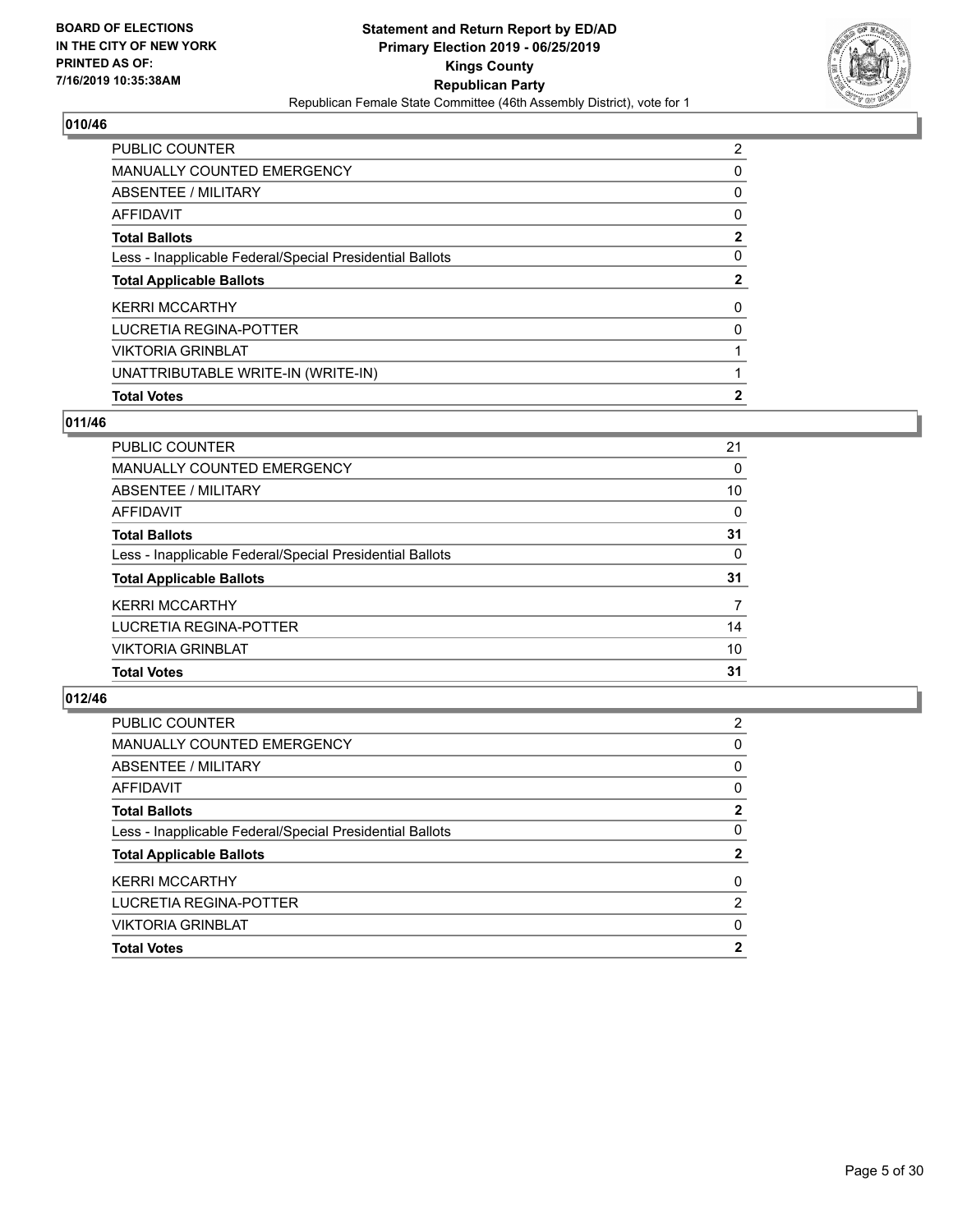BOARD OF ELECTIONS
IN THE CITY OF NEW YORK
PRINTED AS OF:
7/16/2019 10:35:38AM

# Statement and Return Report by ED/AD
## Primary Election 2019 - 06/25/2019
## Kings County
## Republican Party
Republican Female State Committee (46th Assembly District), vote for 1

### 010/46

| | |
|---|---|
| PUBLIC COUNTER | 2 |
| MANUALLY COUNTED EMERGENCY | 0 |
| ABSENTEE / MILITARY | 0 |
| AFFIDAVIT | 0 |
| **Total Ballots** | **2** |
| Less - Inapplicable Federal/Special Presidential Ballots | 0 |
| **Total Applicable Ballots** | **2** |
| KERRI MCCARTHY | 0 |
| LUCRETIA REGINA-POTTER | 0 |
| VIKTORIA GRINBLAT | 1 |
| UNATTRIBUTABLE WRITE-IN (WRITE-IN) | 1 |
| **Total Votes** | **2** |

### 011/46

| | |
|---|---|
| PUBLIC COUNTER | 21 |
| MANUALLY COUNTED EMERGENCY | 0 |
| ABSENTEE / MILITARY | 10 |
| AFFIDAVIT | 0 |
| **Total Ballots** | **31** |
| Less - Inapplicable Federal/Special Presidential Ballots | 0 |
| **Total Applicable Ballots** | **31** |
| KERRI MCCARTHY | 7 |
| LUCRETIA REGINA-POTTER | 14 |
| VIKTORIA GRINBLAT | 10 |
| **Total Votes** | **31** |

### 012/46

| | |
|---|---|
| PUBLIC COUNTER | 2 |
| MANUALLY COUNTED EMERGENCY | 0 |
| ABSENTEE / MILITARY | 0 |
| AFFIDAVIT | 0 |
| **Total Ballots** | **2** |
| Less - Inapplicable Federal/Special Presidential Ballots | 0 |
| **Total Applicable Ballots** | **2** |
| KERRI MCCARTHY | 0 |
| LUCRETIA REGINA-POTTER | 2 |
| VIKTORIA GRINBLAT | 0 |
| **Total Votes** | **2** |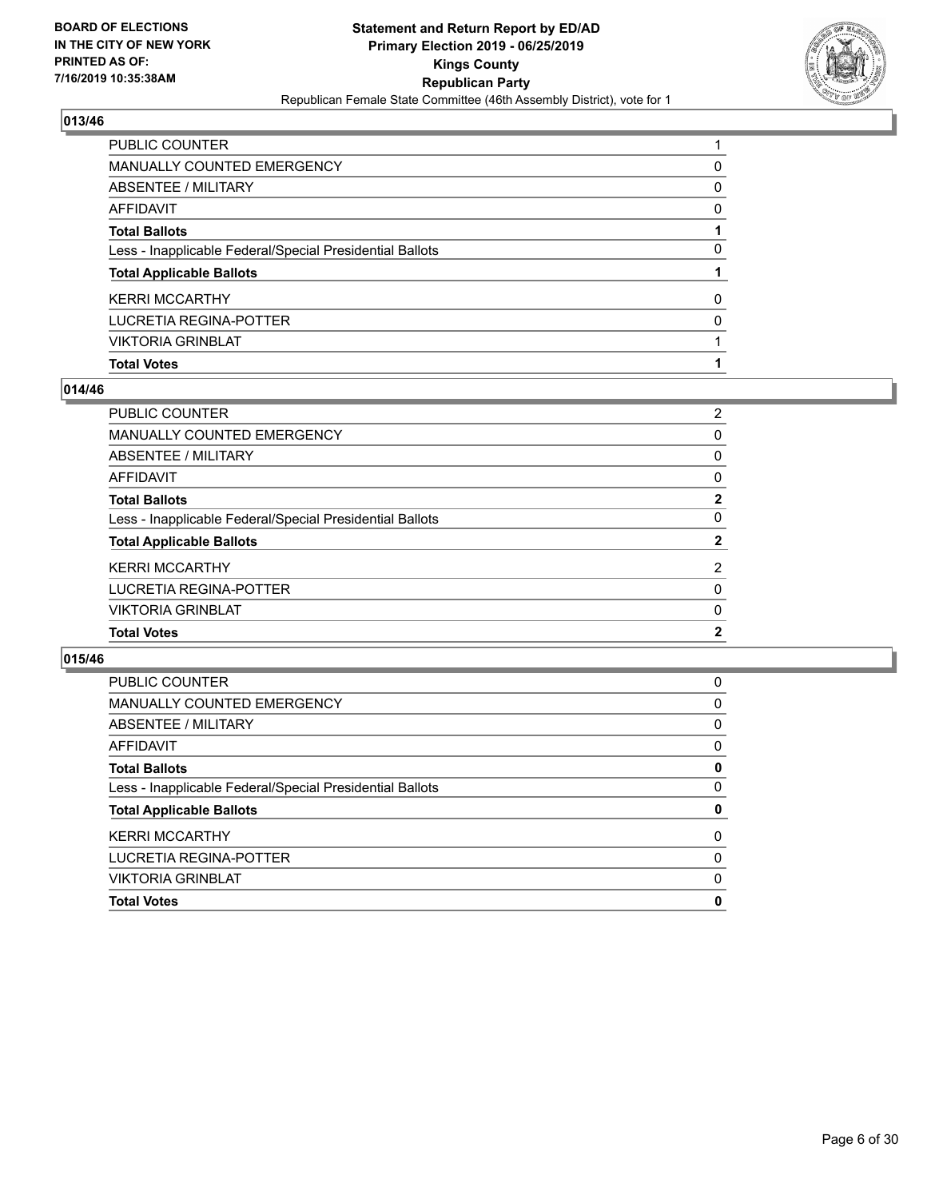## 013/46

| | |
|---|---|
| PUBLIC COUNTER | 1 |
| MANUALLY COUNTED EMERGENCY | 0 |
| ABSENTEE / MILITARY | 0 |
| AFFIDAVIT | 0 |
| **Total Ballots** | **1** |
| Less - Inapplicable Federal/Special Presidential Ballots | 0 |
| **Total Applicable Ballots** | **1** |
| KERRI MCCARTHY | 0 |
| LUCRETIA REGINA-POTTER | 0 |
| VIKTORIA GRINBLAT | 1 |
| **Total Votes** | **1** |

## 014/46

| | |
|---|---|
| PUBLIC COUNTER | 2 |
| MANUALLY COUNTED EMERGENCY | 0 |
| ABSENTEE / MILITARY | 0 |
| AFFIDAVIT | 0 |
| **Total Ballots** | **2** |
| Less - Inapplicable Federal/Special Presidential Ballots | 0 |
| **Total Applicable Ballots** | **2** |
| KERRI MCCARTHY | 2 |
| LUCRETIA REGINA-POTTER | 0 |
| VIKTORIA GRINBLAT | 0 |
| **Total Votes** | **2** |

## 015/46

| | |
|---|---|
| PUBLIC COUNTER | 0 |
| MANUALLY COUNTED EMERGENCY | 0 |
| ABSENTEE / MILITARY | 0 |
| AFFIDAVIT | 0 |
| **Total Ballots** | **0** |
| Less - Inapplicable Federal/Special Presidential Ballots | 0 |
| **Total Applicable Ballots** | **0** |
| KERRI MCCARTHY | 0 |
| LUCRETIA REGINA-POTTER | 0 |
| VIKTORIA GRINBLAT | 0 |
| **Total Votes** | **0** |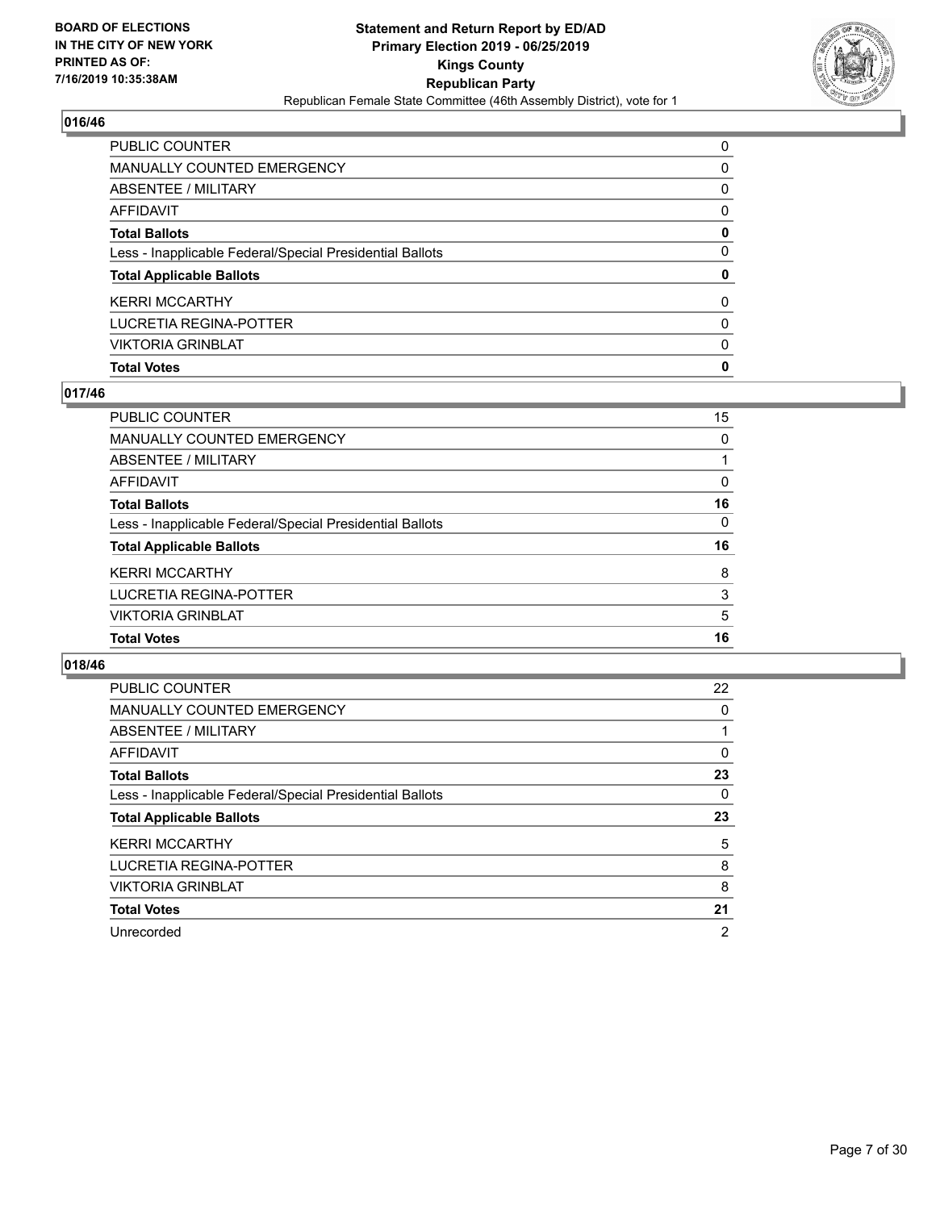## 016/46

| | |
|---|---|
| PUBLIC COUNTER | 0 |
| MANUALLY COUNTED EMERGENCY | 0 |
| ABSENTEE / MILITARY | 0 |
| AFFIDAVIT | 0 |
| **Total Ballots** | **0** |
| Less - Inapplicable Federal/Special Presidential Ballots | 0 |
| **Total Applicable Ballots** | **0** |
| KERRI MCCARTHY | 0 |
| LUCRETIA REGINA-POTTER | 0 |
| VIKTORIA GRINBLAT | 0 |
| **Total Votes** | **0** |

## 017/46

| | |
|---|---|
| PUBLIC COUNTER | 15 |
| MANUALLY COUNTED EMERGENCY | 0 |
| ABSENTEE / MILITARY | 1 |
| AFFIDAVIT | 0 |
| **Total Ballots** | **16** |
| Less - Inapplicable Federal/Special Presidential Ballots | 0 |
| **Total Applicable Ballots** | **16** |
| KERRI MCCARTHY | 8 |
| LUCRETIA REGINA-POTTER | 3 |
| VIKTORIA GRINBLAT | 5 |
| **Total Votes** | **16** |

## 018/46

| | |
|---|---|
| PUBLIC COUNTER | 22 |
| MANUALLY COUNTED EMERGENCY | 0 |
| ABSENTEE / MILITARY | 1 |
| AFFIDAVIT | 0 |
| **Total Ballots** | **23** |
| Less - Inapplicable Federal/Special Presidential Ballots | 0 |
| **Total Applicable Ballots** | **23** |
| KERRI MCCARTHY | 5 |
| LUCRETIA REGINA-POTTER | 8 |
| VIKTORIA GRINBLAT | 8 |
| **Total Votes** | **21** |
| Unrecorded | 2 |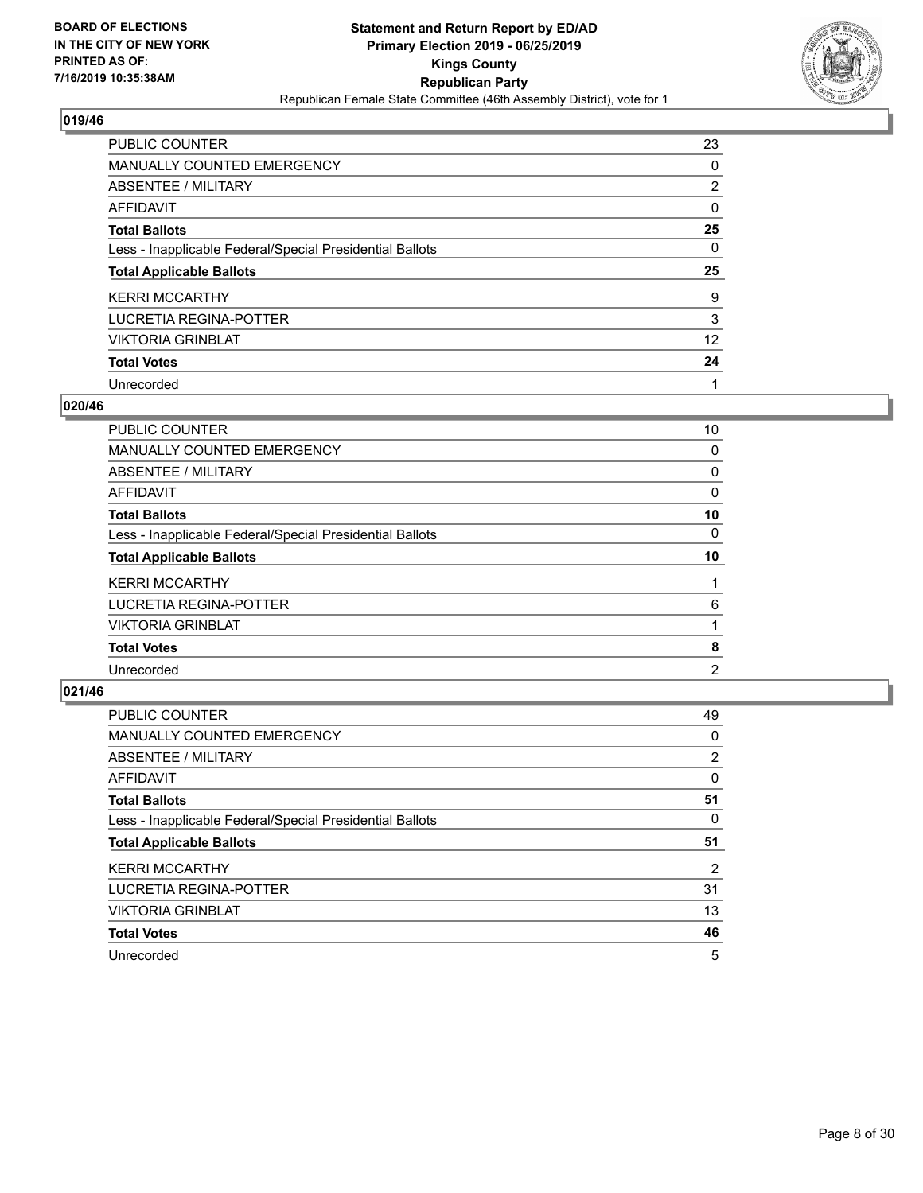**BOARD OF ELECTIONS IN THE CITY OF NEW YORK PRINTED AS OF: 7/16/2019 10:35:38AM**

**Statement and Return Report by ED/AD**
**Primary Election 2019 - 06/25/2019**
**Kings County**
**Republican Party**
Republican Female State Committee (46th Assembly District), vote for 1

## 019/46

| | |
|---|---|
| PUBLIC COUNTER | 23 |
| MANUALLY COUNTED EMERGENCY | 0 |
| ABSENTEE / MILITARY | 2 |
| AFFIDAVIT | 0 |
| **Total Ballots** | **25** |
| Less - Inapplicable Federal/Special Presidential Ballots | 0 |
| **Total Applicable Ballots** | **25** |
| KERRI MCCARTHY | 9 |
| LUCRETIA REGINA-POTTER | 3 |
| VIKTORIA GRINBLAT | 12 |
| **Total Votes** | **24** |
| Unrecorded | 1 |

## 020/46

| | |
|---|---|
| PUBLIC COUNTER | 10 |
| MANUALLY COUNTED EMERGENCY | 0 |
| ABSENTEE / MILITARY | 0 |
| AFFIDAVIT | 0 |
| **Total Ballots** | **10** |
| Less - Inapplicable Federal/Special Presidential Ballots | 0 |
| **Total Applicable Ballots** | **10** |
| KERRI MCCARTHY | 1 |
| LUCRETIA REGINA-POTTER | 6 |
| VIKTORIA GRINBLAT | 1 |
| **Total Votes** | **8** |
| Unrecorded | 2 |

## 021/46

| | |
|---|---|
| PUBLIC COUNTER | 49 |
| MANUALLY COUNTED EMERGENCY | 0 |
| ABSENTEE / MILITARY | 2 |
| AFFIDAVIT | 0 |
| **Total Ballots** | **51** |
| Less - Inapplicable Federal/Special Presidential Ballots | 0 |
| **Total Applicable Ballots** | **51** |
| KERRI MCCARTHY | 2 |
| LUCRETIA REGINA-POTTER | 31 |
| VIKTORIA GRINBLAT | 13 |
| **Total Votes** | **46** |
| Unrecorded | 5 |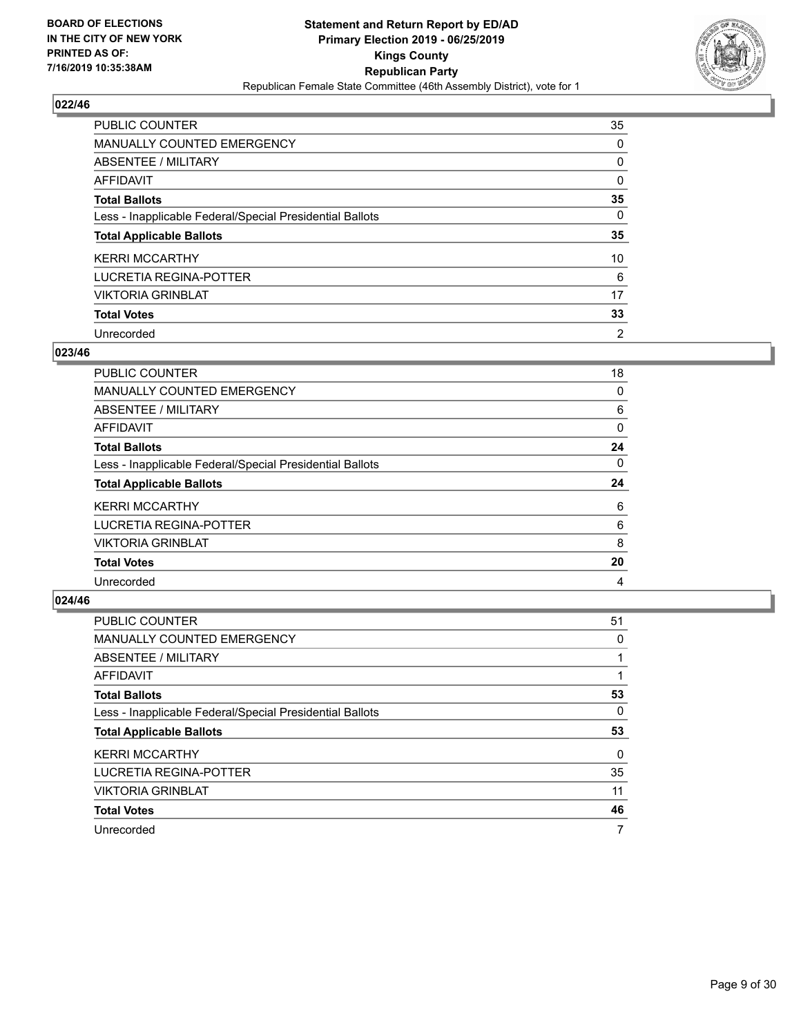BOARD OF ELECTIONS
IN THE CITY OF NEW YORK
PRINTED AS OF:
7/16/2019 10:35:38AM

**Statement and Return Report by ED/AD**
**Primary Election 2019 - 06/25/2019**
**Kings County**
**Republican Party**
Republican Female State Committee (46th Assembly District), vote for 1

### 022/46

| | |
|---|---|
| PUBLIC COUNTER | 35 |
| MANUALLY COUNTED EMERGENCY | 0 |
| ABSENTEE / MILITARY | 0 |
| AFFIDAVIT | 0 |
| **Total Ballots** | **35** |
| Less - Inapplicable Federal/Special Presidential Ballots | 0 |
| **Total Applicable Ballots** | **35** |
| KERRI MCCARTHY | 10 |
| LUCRETIA REGINA-POTTER | 6 |
| VIKTORIA GRINBLAT | 17 |
| **Total Votes** | **33** |
| Unrecorded | 2 |

### 023/46

| | |
|---|---|
| PUBLIC COUNTER | 18 |
| MANUALLY COUNTED EMERGENCY | 0 |
| ABSENTEE / MILITARY | 6 |
| AFFIDAVIT | 0 |
| **Total Ballots** | **24** |
| Less - Inapplicable Federal/Special Presidential Ballots | 0 |
| **Total Applicable Ballots** | **24** |
| KERRI MCCARTHY | 6 |
| LUCRETIA REGINA-POTTER | 6 |
| VIKTORIA GRINBLAT | 8 |
| **Total Votes** | **20** |
| Unrecorded | 4 |

### 024/46

| | |
|---|---|
| PUBLIC COUNTER | 51 |
| MANUALLY COUNTED EMERGENCY | 0 |
| ABSENTEE / MILITARY | 1 |
| AFFIDAVIT | 1 |
| **Total Ballots** | **53** |
| Less - Inapplicable Federal/Special Presidential Ballots | 0 |
| **Total Applicable Ballots** | **53** |
| KERRI MCCARTHY | 0 |
| LUCRETIA REGINA-POTTER | 35 |
| VIKTORIA GRINBLAT | 11 |
| **Total Votes** | **46** |
| Unrecorded | 7 |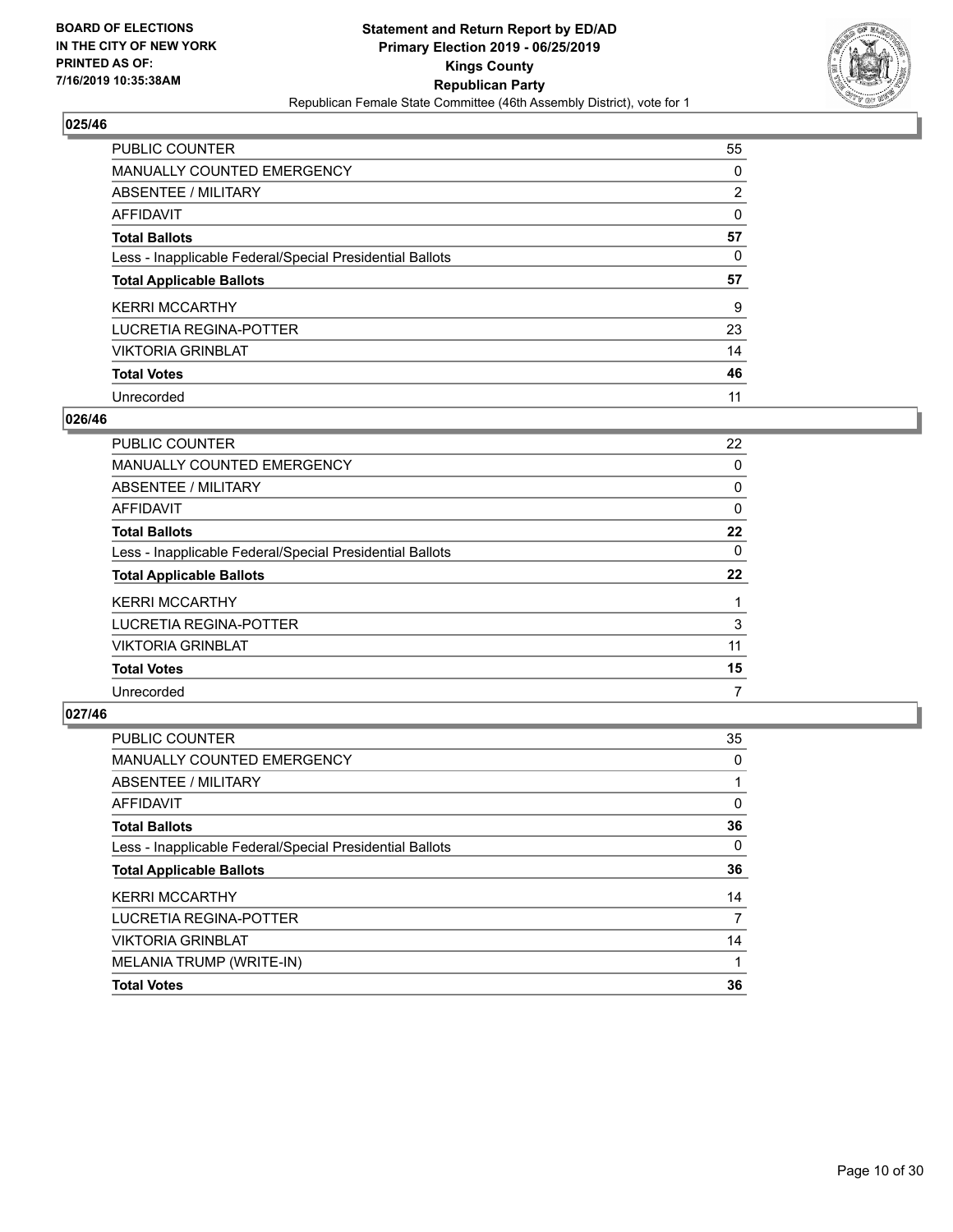### 025/46

| | |
|---|---|
| PUBLIC COUNTER | 55 |
| MANUALLY COUNTED EMERGENCY | 0 |
| ABSENTEE / MILITARY | 2 |
| AFFIDAVIT | 0 |
| **Total Ballots** | **57** |
| Less - Inapplicable Federal/Special Presidential Ballots | 0 |
| **Total Applicable Ballots** | **57** |
| KERRI MCCARTHY | 9 |
| LUCRETIA REGINA-POTTER | 23 |
| VIKTORIA GRINBLAT | 14 |
| **Total Votes** | **46** |
| Unrecorded | 11 |

### 026/46

| | |
|---|---|
| PUBLIC COUNTER | 22 |
| MANUALLY COUNTED EMERGENCY | 0 |
| ABSENTEE / MILITARY | 0 |
| AFFIDAVIT | 0 |
| **Total Ballots** | **22** |
| Less - Inapplicable Federal/Special Presidential Ballots | 0 |
| **Total Applicable Ballots** | **22** |
| KERRI MCCARTHY | 1 |
| LUCRETIA REGINA-POTTER | 3 |
| VIKTORIA GRINBLAT | 11 |
| **Total Votes** | **15** |
| Unrecorded | 7 |

### 027/46

| | |
|---|---|
| PUBLIC COUNTER | 35 |
| MANUALLY COUNTED EMERGENCY | 0 |
| ABSENTEE / MILITARY | 1 |
| AFFIDAVIT | 0 |
| **Total Ballots** | **36** |
| Less - Inapplicable Federal/Special Presidential Ballots | 0 |
| **Total Applicable Ballots** | **36** |
| KERRI MCCARTHY | 14 |
| LUCRETIA REGINA-POTTER | 7 |
| VIKTORIA GRINBLAT | 14 |
| MELANIA TRUMP (WRITE-IN) | 1 |
| **Total Votes** | **36** |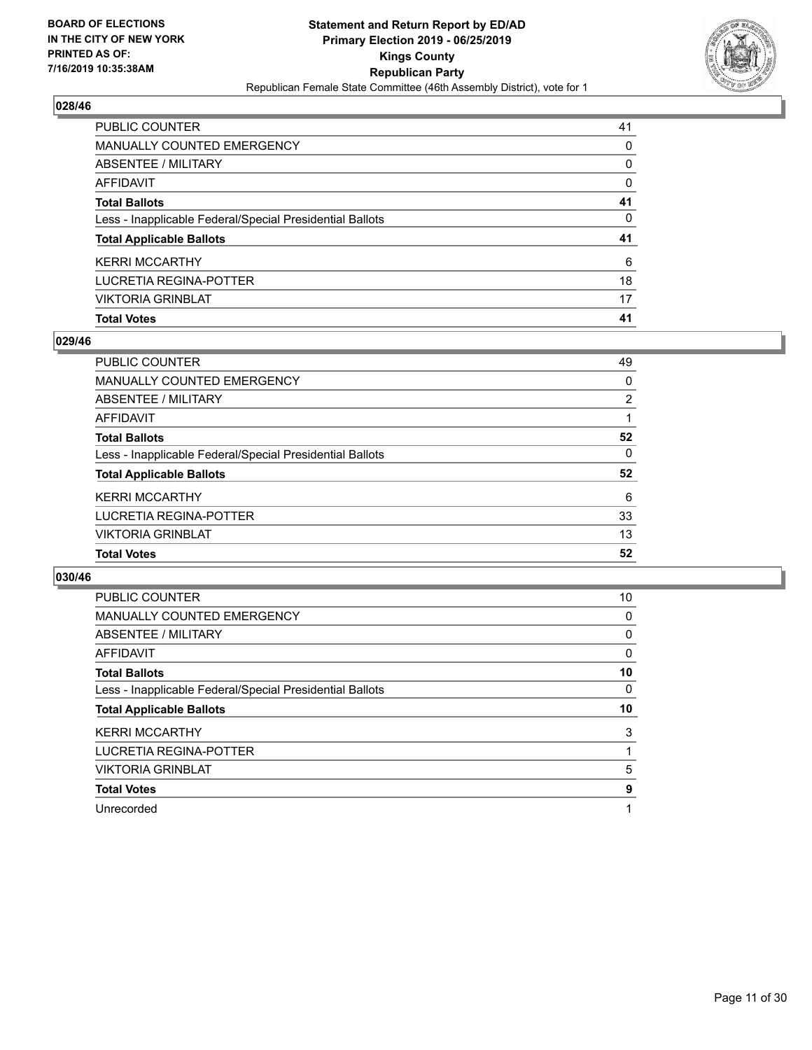**BOARD OF ELECTIONS IN THE CITY OF NEW YORK PRINTED AS OF: 7/16/2019 10:35:38AM**

**Statement and Return Report by ED/AD Primary Election 2019 - 06/25/2019 Kings County Republican Party**

Republican Female State Committee (46th Assembly District), vote for 1

### 028/46

| | |
|---|---|
| PUBLIC COUNTER | 41 |
| MANUALLY COUNTED EMERGENCY | 0 |
| ABSENTEE / MILITARY | 0 |
| AFFIDAVIT | 0 |
| **Total Ballots** | **41** |
| Less - Inapplicable Federal/Special Presidential Ballots | 0 |
| **Total Applicable Ballots** | **41** |
| KERRI MCCARTHY | 6 |
| LUCRETIA REGINA-POTTER | 18 |
| VIKTORIA GRINBLAT | 17 |
| **Total Votes** | **41** |

### 029/46

| | |
|---|---|
| PUBLIC COUNTER | 49 |
| MANUALLY COUNTED EMERGENCY | 0 |
| ABSENTEE / MILITARY | 2 |
| AFFIDAVIT | 1 |
| **Total Ballots** | **52** |
| Less - Inapplicable Federal/Special Presidential Ballots | 0 |
| **Total Applicable Ballots** | **52** |
| KERRI MCCARTHY | 6 |
| LUCRETIA REGINA-POTTER | 33 |
| VIKTORIA GRINBLAT | 13 |
| **Total Votes** | **52** |

### 030/46

| | |
|---|---|
| PUBLIC COUNTER | 10 |
| MANUALLY COUNTED EMERGENCY | 0 |
| ABSENTEE / MILITARY | 0 |
| AFFIDAVIT | 0 |
| **Total Ballots** | **10** |
| Less - Inapplicable Federal/Special Presidential Ballots | 0 |
| **Total Applicable Ballots** | **10** |
| KERRI MCCARTHY | 3 |
| LUCRETIA REGINA-POTTER | 1 |
| VIKTORIA GRINBLAT | 5 |
| **Total Votes** | **9** |
| Unrecorded | 1 |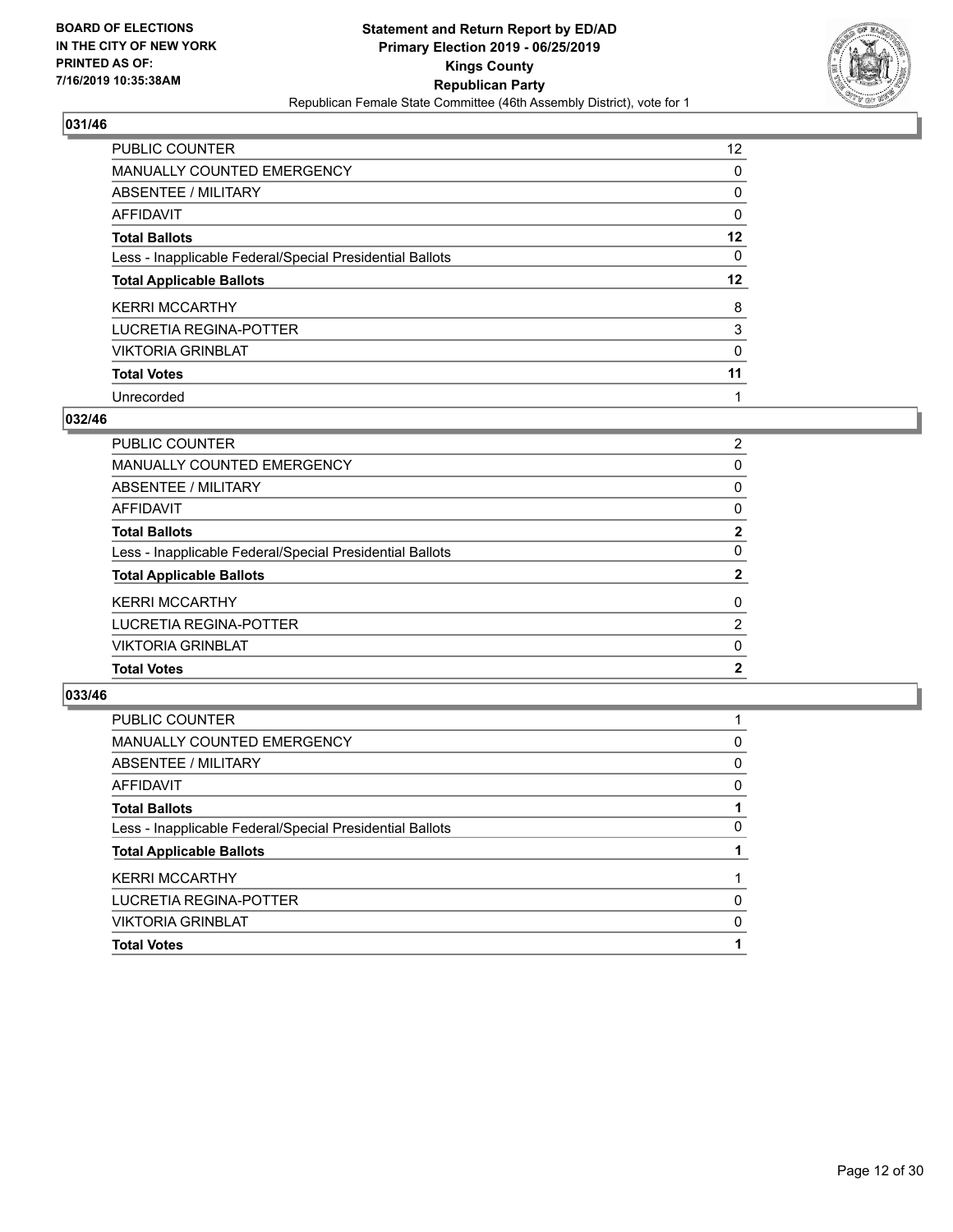BOARD OF ELECTIONS
IN THE CITY OF NEW YORK
PRINTED AS OF:
7/16/2019 10:35:38AM

**Statement and Return Report by ED/AD**
**Primary Election 2019 - 06/25/2019**
**Kings County**
**Republican Party**
Republican Female State Committee (46th Assembly District), vote for 1

### 031/46

| | |
|---|---|
| PUBLIC COUNTER | 12 |
| MANUALLY COUNTED EMERGENCY | 0 |
| ABSENTEE / MILITARY | 0 |
| AFFIDAVIT | 0 |
| **Total Ballots** | **12** |
| Less - Inapplicable Federal/Special Presidential Ballots | 0 |
| **Total Applicable Ballots** | **12** |
| KERRI MCCARTHY | 8 |
| LUCRETIA REGINA-POTTER | 3 |
| VIKTORIA GRINBLAT | 0 |
| **Total Votes** | **11** |
| Unrecorded | 1 |

### 032/46

| | |
|---|---|
| PUBLIC COUNTER | 2 |
| MANUALLY COUNTED EMERGENCY | 0 |
| ABSENTEE / MILITARY | 0 |
| AFFIDAVIT | 0 |
| **Total Ballots** | **2** |
| Less - Inapplicable Federal/Special Presidential Ballots | 0 |
| **Total Applicable Ballots** | **2** |
| KERRI MCCARTHY | 0 |
| LUCRETIA REGINA-POTTER | 2 |
| VIKTORIA GRINBLAT | 0 |
| **Total Votes** | **2** |

### 033/46

| | |
|---|---|
| PUBLIC COUNTER | 1 |
| MANUALLY COUNTED EMERGENCY | 0 |
| ABSENTEE / MILITARY | 0 |
| AFFIDAVIT | 0 |
| **Total Ballots** | **1** |
| Less - Inapplicable Federal/Special Presidential Ballots | 0 |
| **Total Applicable Ballots** | **1** |
| KERRI MCCARTHY | 1 |
| LUCRETIA REGINA-POTTER | 0 |
| VIKTORIA GRINBLAT | 0 |
| **Total Votes** | **1** |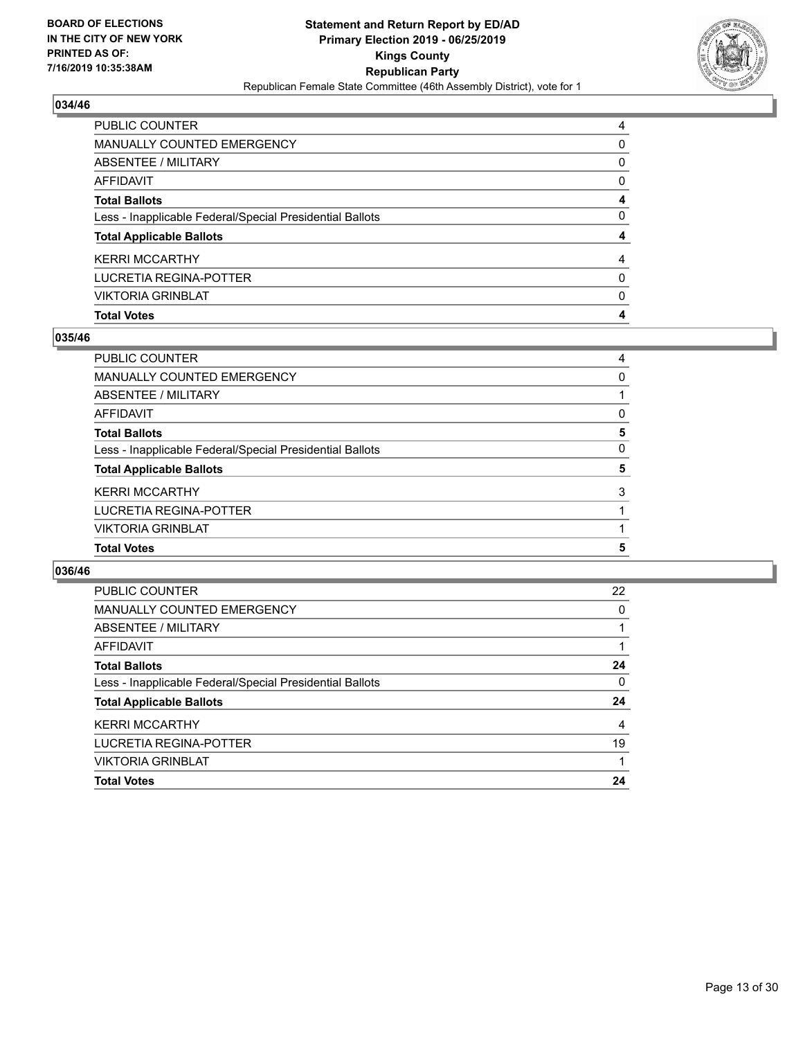BOARD OF ELECTIONS
IN THE CITY OF NEW YORK
PRINTED AS OF:
7/16/2019 10:35:38AM

**Statement and Return Report by ED/AD**
**Primary Election 2019 - 06/25/2019**
**Kings County**
**Republican Party**
Republican Female State Committee (46th Assembly District), vote for 1

## 034/46

| | |
|---|---|
| PUBLIC COUNTER | 4 |
| MANUALLY COUNTED EMERGENCY | 0 |
| ABSENTEE / MILITARY | 0 |
| AFFIDAVIT | 0 |
| **Total Ballots** | **4** |
| Less - Inapplicable Federal/Special Presidential Ballots | 0 |
| **Total Applicable Ballots** | **4** |
| KERRI MCCARTHY | 4 |
| LUCRETIA REGINA-POTTER | 0 |
| VIKTORIA GRINBLAT | 0 |
| **Total Votes** | **4** |

## 035/46

| | |
|---|---|
| PUBLIC COUNTER | 4 |
| MANUALLY COUNTED EMERGENCY | 0 |
| ABSENTEE / MILITARY | 1 |
| AFFIDAVIT | 0 |
| **Total Ballots** | **5** |
| Less - Inapplicable Federal/Special Presidential Ballots | 0 |
| **Total Applicable Ballots** | **5** |
| KERRI MCCARTHY | 3 |
| LUCRETIA REGINA-POTTER | 1 |
| VIKTORIA GRINBLAT | 1 |
| **Total Votes** | **5** |

## 036/46

| | |
|---|---|
| PUBLIC COUNTER | 22 |
| MANUALLY COUNTED EMERGENCY | 0 |
| ABSENTEE / MILITARY | 1 |
| AFFIDAVIT | 1 |
| **Total Ballots** | **24** |
| Less - Inapplicable Federal/Special Presidential Ballots | 0 |
| **Total Applicable Ballots** | **24** |
| KERRI MCCARTHY | 4 |
| LUCRETIA REGINA-POTTER | 19 |
| VIKTORIA GRINBLAT | 1 |
| **Total Votes** | **24** |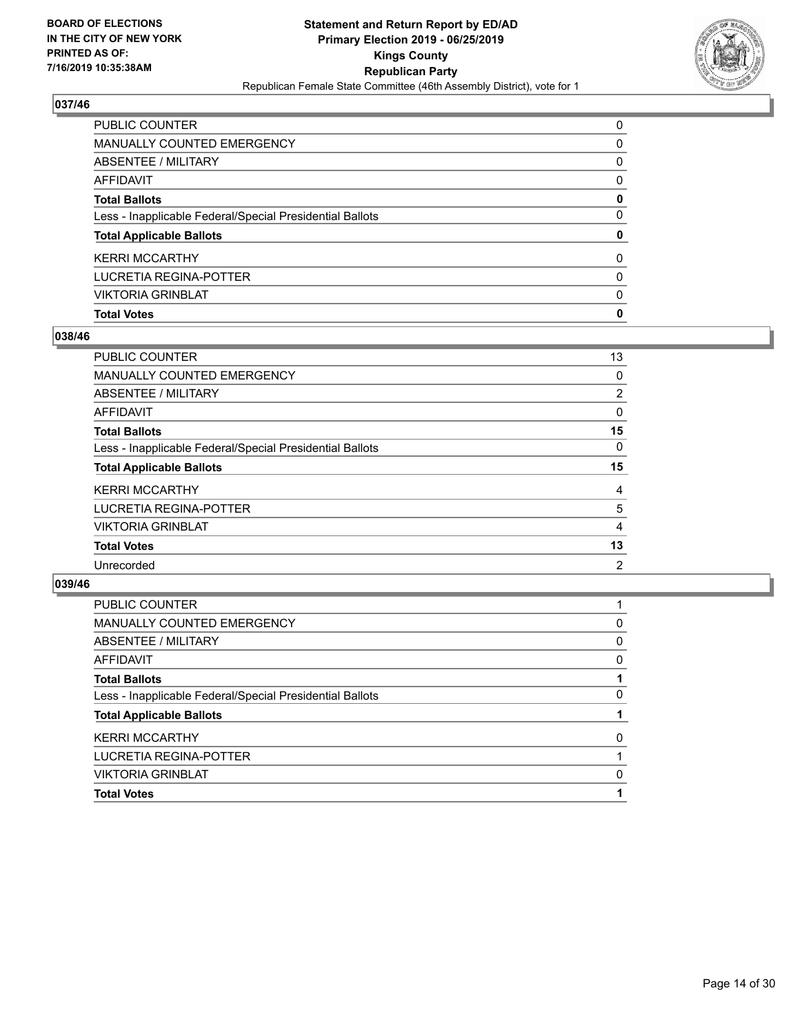## 037/46

| | |
|---|---|
| PUBLIC COUNTER | 0 |
| MANUALLY COUNTED EMERGENCY | 0 |
| ABSENTEE / MILITARY | 0 |
| AFFIDAVIT | 0 |
| **Total Ballots** | **0** |
| Less - Inapplicable Federal/Special Presidential Ballots | 0 |
| **Total Applicable Ballots** | **0** |
| KERRI MCCARTHY | 0 |
| LUCRETIA REGINA-POTTER | 0 |
| VIKTORIA GRINBLAT | 0 |
| **Total Votes** | **0** |

## 038/46

| | |
|---|---|
| PUBLIC COUNTER | 13 |
| MANUALLY COUNTED EMERGENCY | 0 |
| ABSENTEE / MILITARY | 2 |
| AFFIDAVIT | 0 |
| **Total Ballots** | **15** |
| Less - Inapplicable Federal/Special Presidential Ballots | 0 |
| **Total Applicable Ballots** | **15** |
| KERRI MCCARTHY | 4 |
| LUCRETIA REGINA-POTTER | 5 |
| VIKTORIA GRINBLAT | 4 |
| **Total Votes** | **13** |
| Unrecorded | 2 |

## 039/46

| | |
|---|---|
| PUBLIC COUNTER | 1 |
| MANUALLY COUNTED EMERGENCY | 0 |
| ABSENTEE / MILITARY | 0 |
| AFFIDAVIT | 0 |
| **Total Ballots** | **1** |
| Less - Inapplicable Federal/Special Presidential Ballots | 0 |
| **Total Applicable Ballots** | **1** |
| KERRI MCCARTHY | 0 |
| LUCRETIA REGINA-POTTER | 1 |
| VIKTORIA GRINBLAT | 0 |
| **Total Votes** | **1** |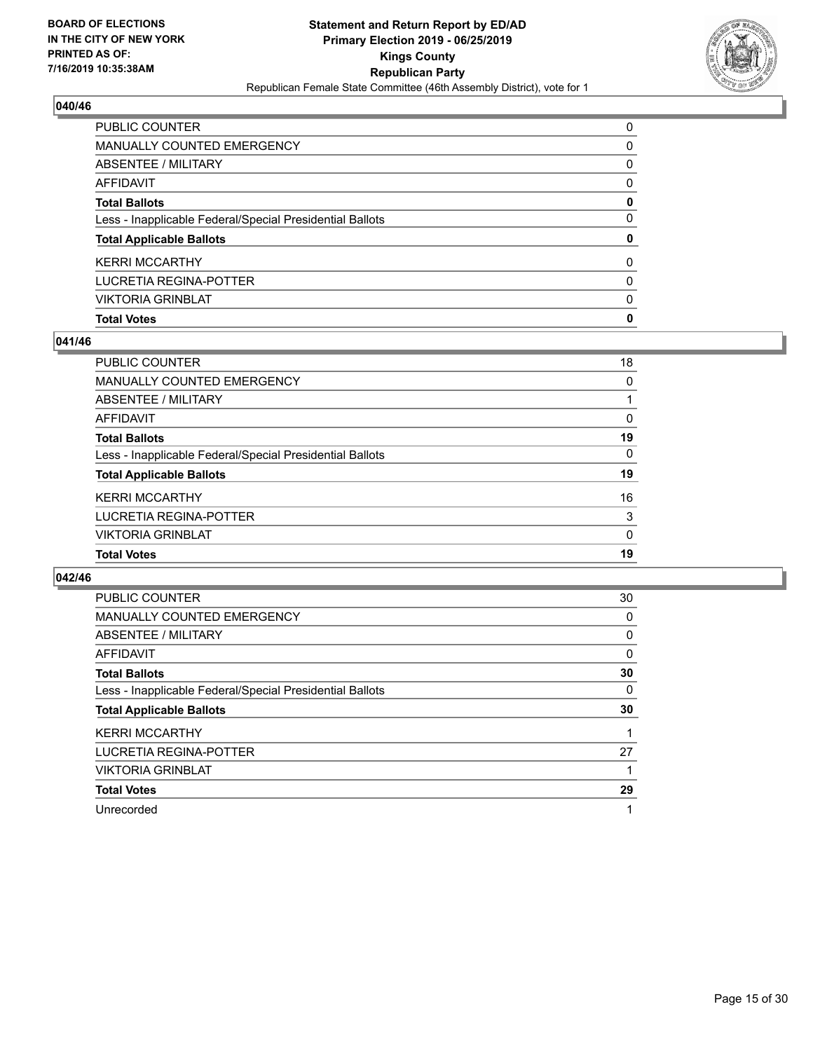## 040/46

| | |
|---|---|
| PUBLIC COUNTER | 0 |
| MANUALLY COUNTED EMERGENCY | 0 |
| ABSENTEE / MILITARY | 0 |
| AFFIDAVIT | 0 |
| **Total Ballots** | **0** |
| Less - Inapplicable Federal/Special Presidential Ballots | 0 |
| **Total Applicable Ballots** | **0** |
| KERRI MCCARTHY | 0 |
| LUCRETIA REGINA-POTTER | 0 |
| VIKTORIA GRINBLAT | 0 |
| **Total Votes** | **0** |

## 041/46

| | |
|---|---|
| PUBLIC COUNTER | 18 |
| MANUALLY COUNTED EMERGENCY | 0 |
| ABSENTEE / MILITARY | 1 |
| AFFIDAVIT | 0 |
| **Total Ballots** | **19** |
| Less - Inapplicable Federal/Special Presidential Ballots | 0 |
| **Total Applicable Ballots** | **19** |
| KERRI MCCARTHY | 16 |
| LUCRETIA REGINA-POTTER | 3 |
| VIKTORIA GRINBLAT | 0 |
| **Total Votes** | **19** |

## 042/46

| | |
|---|---|
| PUBLIC COUNTER | 30 |
| MANUALLY COUNTED EMERGENCY | 0 |
| ABSENTEE / MILITARY | 0 |
| AFFIDAVIT | 0 |
| **Total Ballots** | **30** |
| Less - Inapplicable Federal/Special Presidential Ballots | 0 |
| **Total Applicable Ballots** | **30** |
| KERRI MCCARTHY | 1 |
| LUCRETIA REGINA-POTTER | 27 |
| VIKTORIA GRINBLAT | 1 |
| **Total Votes** | **29** |
| Unrecorded | 1 |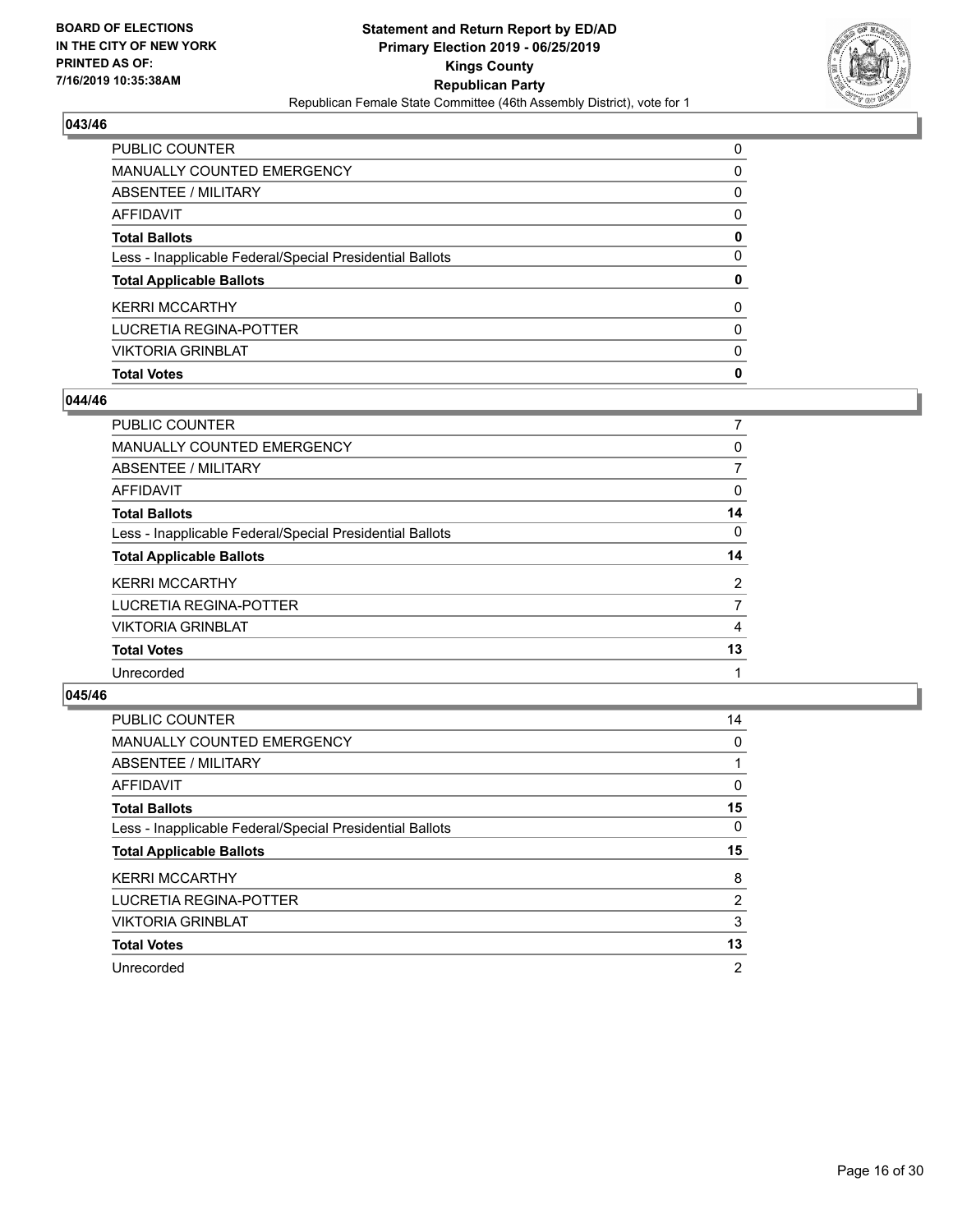**BOARD OF ELECTIONS IN THE CITY OF NEW YORK PRINTED AS OF: 7/16/2019 10:35:38AM**

**Statement and Return Report by ED/AD**
**Primary Election 2019 - 06/25/2019**
**Kings County**
**Republican Party**
Republican Female State Committee (46th Assembly District), vote for 1

### 043/46

| | |
|---|---|
| PUBLIC COUNTER | 0 |
| MANUALLY COUNTED EMERGENCY | 0 |
| ABSENTEE / MILITARY | 0 |
| AFFIDAVIT | 0 |
| **Total Ballots** | **0** |
| Less - Inapplicable Federal/Special Presidential Ballots | 0 |
| **Total Applicable Ballots** | **0** |
| KERRI MCCARTHY | 0 |
| LUCRETIA REGINA-POTTER | 0 |
| VIKTORIA GRINBLAT | 0 |
| **Total Votes** | **0** |

### 044/46

| | |
|---|---|
| PUBLIC COUNTER | 7 |
| MANUALLY COUNTED EMERGENCY | 0 |
| ABSENTEE / MILITARY | 7 |
| AFFIDAVIT | 0 |
| **Total Ballots** | **14** |
| Less - Inapplicable Federal/Special Presidential Ballots | 0 |
| **Total Applicable Ballots** | **14** |
| KERRI MCCARTHY | 2 |
| LUCRETIA REGINA-POTTER | 7 |
| VIKTORIA GRINBLAT | 4 |
| **Total Votes** | **13** |
| Unrecorded | 1 |

### 045/46

| | |
|---|---|
| PUBLIC COUNTER | 14 |
| MANUALLY COUNTED EMERGENCY | 0 |
| ABSENTEE / MILITARY | 1 |
| AFFIDAVIT | 0 |
| **Total Ballots** | **15** |
| Less - Inapplicable Federal/Special Presidential Ballots | 0 |
| **Total Applicable Ballots** | **15** |
| KERRI MCCARTHY | 8 |
| LUCRETIA REGINA-POTTER | 2 |
| VIKTORIA GRINBLAT | 3 |
| **Total Votes** | **13** |
| Unrecorded | 2 |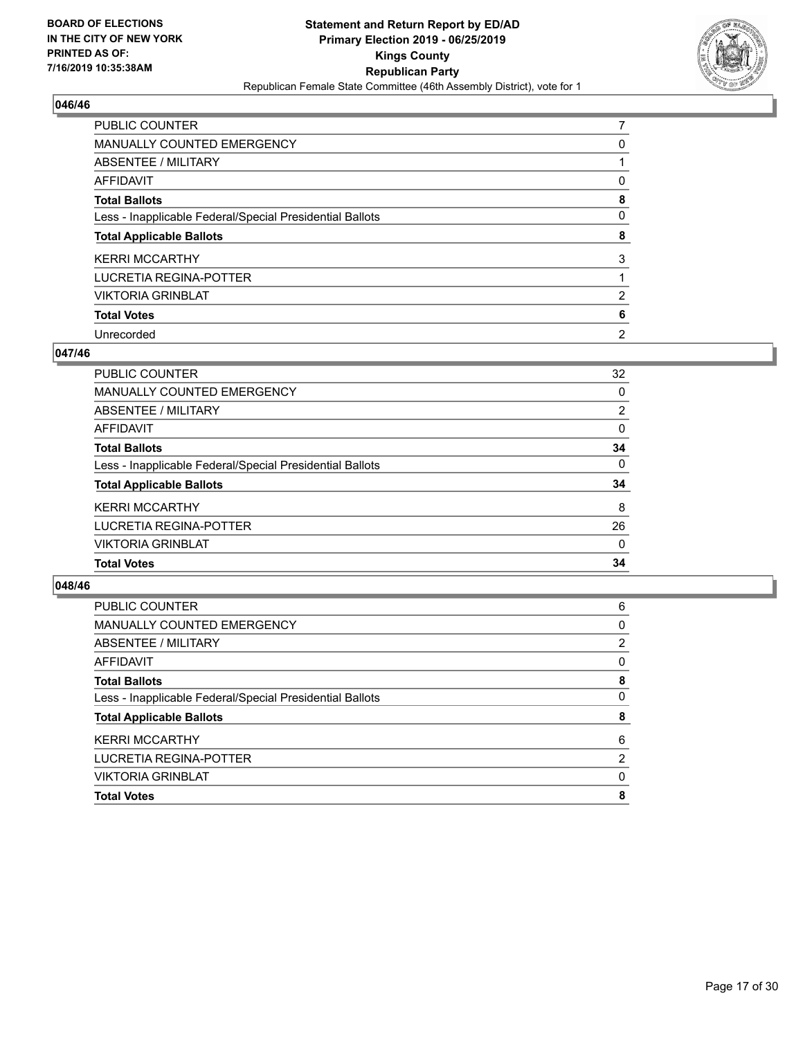## 046/46

| | |
|---|---|
| PUBLIC COUNTER | 7 |
| MANUALLY COUNTED EMERGENCY | 0 |
| ABSENTEE / MILITARY | 1 |
| AFFIDAVIT | 0 |
| **Total Ballots** | **8** |
| Less - Inapplicable Federal/Special Presidential Ballots | 0 |
| **Total Applicable Ballots** | **8** |
| KERRI MCCARTHY | 3 |
| LUCRETIA REGINA-POTTER | 1 |
| VIKTORIA GRINBLAT | 2 |
| **Total Votes** | **6** |
| Unrecorded | 2 |

## 047/46

| | |
|---|---|
| PUBLIC COUNTER | 32 |
| MANUALLY COUNTED EMERGENCY | 0 |
| ABSENTEE / MILITARY | 2 |
| AFFIDAVIT | 0 |
| **Total Ballots** | **34** |
| Less - Inapplicable Federal/Special Presidential Ballots | 0 |
| **Total Applicable Ballots** | **34** |
| KERRI MCCARTHY | 8 |
| LUCRETIA REGINA-POTTER | 26 |
| VIKTORIA GRINBLAT | 0 |
| **Total Votes** | **34** |

## 048/46

| | |
|---|---|
| PUBLIC COUNTER | 6 |
| MANUALLY COUNTED EMERGENCY | 0 |
| ABSENTEE / MILITARY | 2 |
| AFFIDAVIT | 0 |
| **Total Ballots** | **8** |
| Less - Inapplicable Federal/Special Presidential Ballots | 0 |
| **Total Applicable Ballots** | **8** |
| KERRI MCCARTHY | 6 |
| LUCRETIA REGINA-POTTER | 2 |
| VIKTORIA GRINBLAT | 0 |
| **Total Votes** | **8** |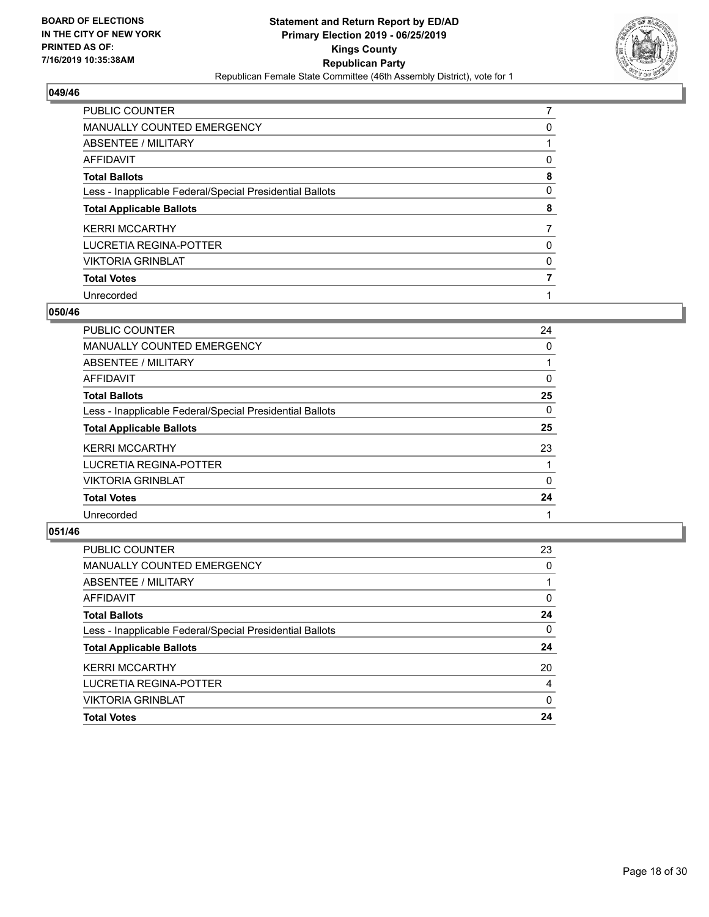**BOARD OF ELECTIONS IN THE CITY OF NEW YORK PRINTED AS OF: 7/16/2019 10:35:38AM**

**Statement and Return Report by ED/AD Primary Election 2019 - 06/25/2019 Kings County Republican Party**

Republican Female State Committee (46th Assembly District), vote for 1

## 049/46

| | |
|---|---|
| PUBLIC COUNTER | 7 |
| MANUALLY COUNTED EMERGENCY | 0 |
| ABSENTEE / MILITARY | 1 |
| AFFIDAVIT | 0 |
| **Total Ballots** | **8** |
| Less - Inapplicable Federal/Special Presidential Ballots | 0 |
| **Total Applicable Ballots** | **8** |
| KERRI MCCARTHY | 7 |
| LUCRETIA REGINA-POTTER | 0 |
| VIKTORIA GRINBLAT | 0 |
| **Total Votes** | **7** |
| Unrecorded | 1 |

## 050/46

| | |
|---|---|
| PUBLIC COUNTER | 24 |
| MANUALLY COUNTED EMERGENCY | 0 |
| ABSENTEE / MILITARY | 1 |
| AFFIDAVIT | 0 |
| **Total Ballots** | **25** |
| Less - Inapplicable Federal/Special Presidential Ballots | 0 |
| **Total Applicable Ballots** | **25** |
| KERRI MCCARTHY | 23 |
| LUCRETIA REGINA-POTTER | 1 |
| VIKTORIA GRINBLAT | 0 |
| **Total Votes** | **24** |
| Unrecorded | 1 |

## 051/46

| | |
|---|---|
| PUBLIC COUNTER | 23 |
| MANUALLY COUNTED EMERGENCY | 0 |
| ABSENTEE / MILITARY | 1 |
| AFFIDAVIT | 0 |
| **Total Ballots** | **24** |
| Less - Inapplicable Federal/Special Presidential Ballots | 0 |
| **Total Applicable Ballots** | **24** |
| KERRI MCCARTHY | 20 |
| LUCRETIA REGINA-POTTER | 4 |
| VIKTORIA GRINBLAT | 0 |
| **Total Votes** | **24** |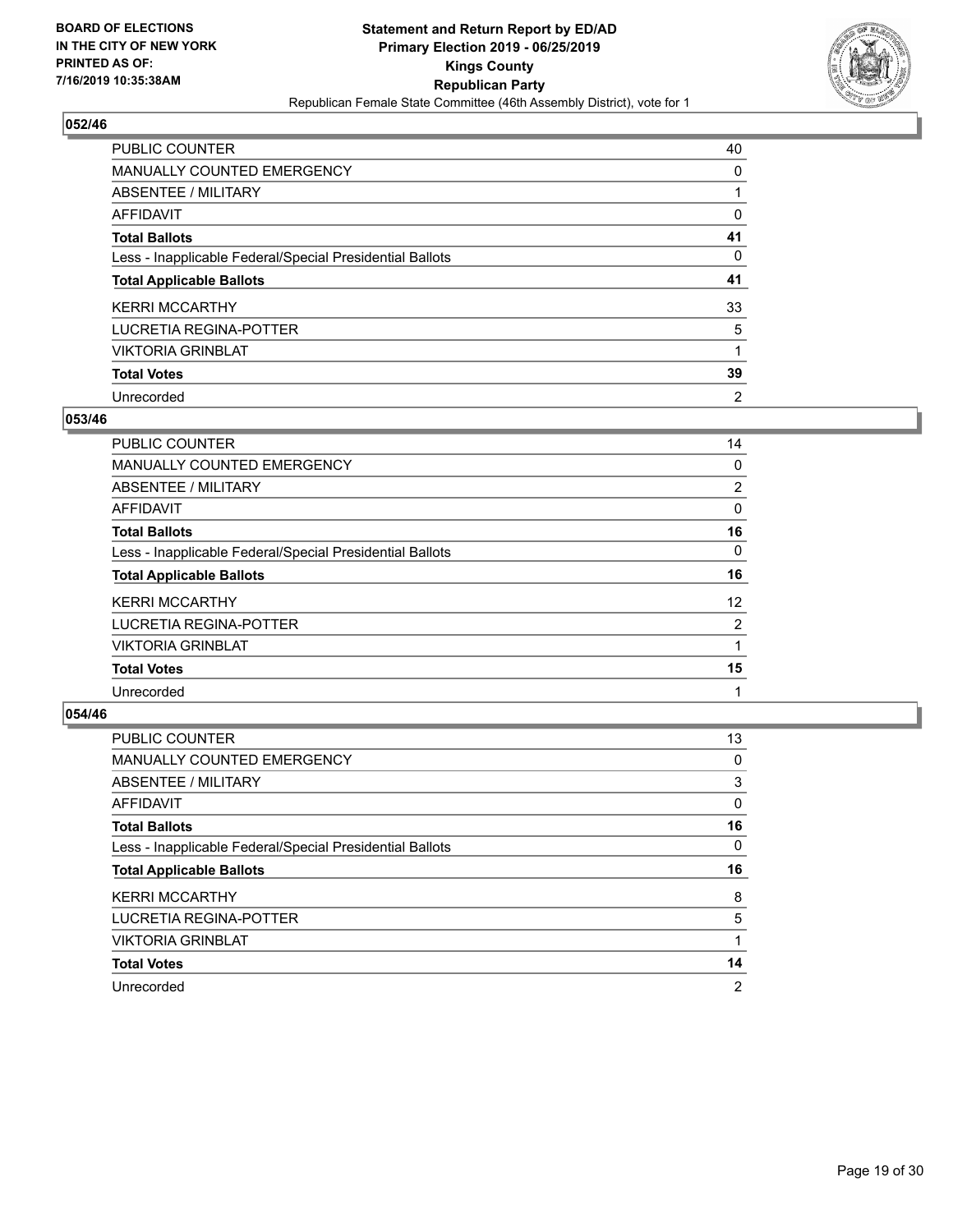## 052/46

| | |
|---|---|
| PUBLIC COUNTER | 40 |
| MANUALLY COUNTED EMERGENCY | 0 |
| ABSENTEE / MILITARY | 1 |
| AFFIDAVIT | 0 |
| **Total Ballots** | **41** |
| Less - Inapplicable Federal/Special Presidential Ballots | 0 |
| **Total Applicable Ballots** | **41** |
| KERRI MCCARTHY | 33 |
| LUCRETIA REGINA-POTTER | 5 |
| VIKTORIA GRINBLAT | 1 |
| **Total Votes** | **39** |
| Unrecorded | 2 |

## 053/46

| | |
|---|---|
| PUBLIC COUNTER | 14 |
| MANUALLY COUNTED EMERGENCY | 0 |
| ABSENTEE / MILITARY | 2 |
| AFFIDAVIT | 0 |
| **Total Ballots** | **16** |
| Less - Inapplicable Federal/Special Presidential Ballots | 0 |
| **Total Applicable Ballots** | **16** |
| KERRI MCCARTHY | 12 |
| LUCRETIA REGINA-POTTER | 2 |
| VIKTORIA GRINBLAT | 1 |
| **Total Votes** | **15** |
| Unrecorded | 1 |

## 054/46

| | |
|---|---|
| PUBLIC COUNTER | 13 |
| MANUALLY COUNTED EMERGENCY | 0 |
| ABSENTEE / MILITARY | 3 |
| AFFIDAVIT | 0 |
| **Total Ballots** | **16** |
| Less - Inapplicable Federal/Special Presidential Ballots | 0 |
| **Total Applicable Ballots** | **16** |
| KERRI MCCARTHY | 8 |
| LUCRETIA REGINA-POTTER | 5 |
| VIKTORIA GRINBLAT | 1 |
| **Total Votes** | **14** |
| Unrecorded | 2 |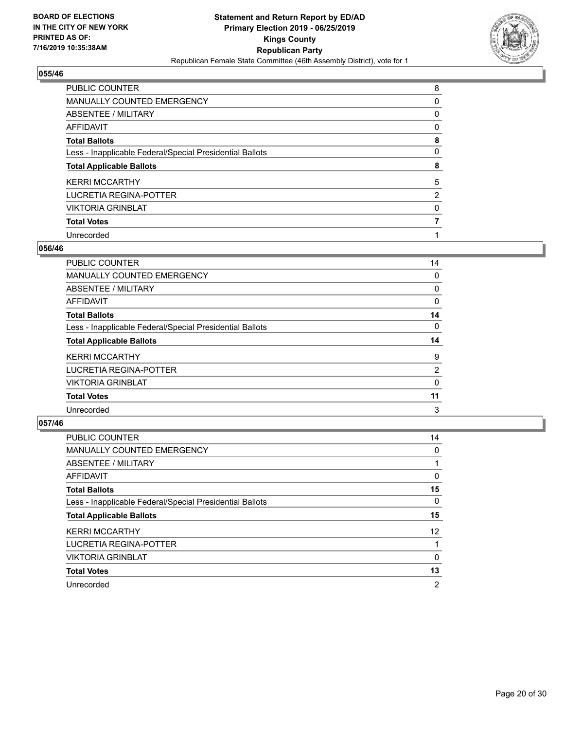BOARD OF ELECTIONS IN THE CITY OF NEW YORK PRINTED AS OF: 7/16/2019 10:35:38AM

**Statement and Return Report by ED/AD**
**Primary Election 2019 - 06/25/2019**
**Kings County**
**Republican Party**
Republican Female State Committee (46th Assembly District), vote for 1

## 055/46

| | |
|---|---|
| PUBLIC COUNTER | 8 |
| MANUALLY COUNTED EMERGENCY | 0 |
| ABSENTEE / MILITARY | 0 |
| AFFIDAVIT | 0 |
| **Total Ballots** | **8** |
| Less - Inapplicable Federal/Special Presidential Ballots | 0 |
| **Total Applicable Ballots** | **8** |
| KERRI MCCARTHY | 5 |
| LUCRETIA REGINA-POTTER | 2 |
| VIKTORIA GRINBLAT | 0 |
| **Total Votes** | **7** |
| Unrecorded | 1 |

## 056/46

| | |
|---|---|
| PUBLIC COUNTER | 14 |
| MANUALLY COUNTED EMERGENCY | 0 |
| ABSENTEE / MILITARY | 0 |
| AFFIDAVIT | 0 |
| **Total Ballots** | **14** |
| Less - Inapplicable Federal/Special Presidential Ballots | 0 |
| **Total Applicable Ballots** | **14** |
| KERRI MCCARTHY | 9 |
| LUCRETIA REGINA-POTTER | 2 |
| VIKTORIA GRINBLAT | 0 |
| **Total Votes** | **11** |
| Unrecorded | 3 |

## 057/46

| | |
|---|---|
| PUBLIC COUNTER | 14 |
| MANUALLY COUNTED EMERGENCY | 0 |
| ABSENTEE / MILITARY | 1 |
| AFFIDAVIT | 0 |
| **Total Ballots** | **15** |
| Less - Inapplicable Federal/Special Presidential Ballots | 0 |
| **Total Applicable Ballots** | **15** |
| KERRI MCCARTHY | 12 |
| LUCRETIA REGINA-POTTER | 1 |
| VIKTORIA GRINBLAT | 0 |
| **Total Votes** | **13** |
| Unrecorded | 2 |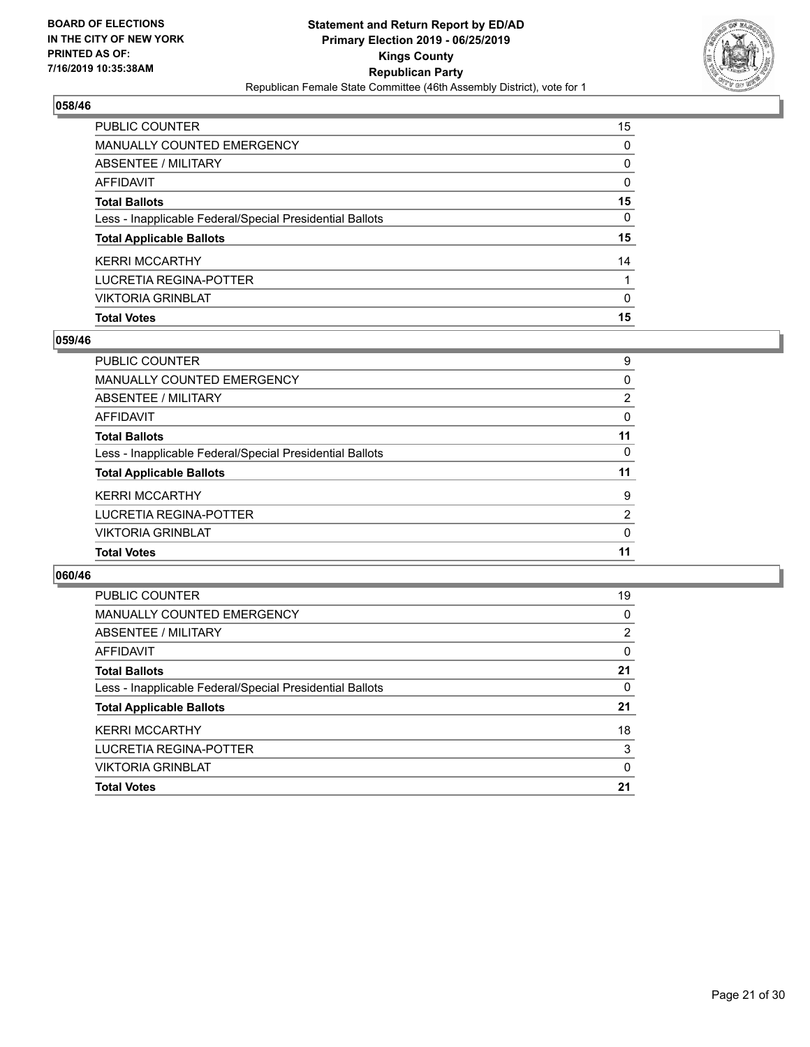BOARD OF ELECTIONS
IN THE CITY OF NEW YORK
PRINTED AS OF:
7/16/2019 10:35:38AM

**Statement and Return Report by ED/AD**
**Primary Election 2019 - 06/25/2019**
**Kings County**
**Republican Party**
Republican Female State Committee (46th Assembly District), vote for 1

## 058/46

| | |
|---|---|
| PUBLIC COUNTER | 15 |
| MANUALLY COUNTED EMERGENCY | 0 |
| ABSENTEE / MILITARY | 0 |
| AFFIDAVIT | 0 |
| **Total Ballots** | **15** |
| Less - Inapplicable Federal/Special Presidential Ballots | 0 |
| **Total Applicable Ballots** | **15** |
| KERRI MCCARTHY | 14 |
| LUCRETIA REGINA-POTTER | 1 |
| VIKTORIA GRINBLAT | 0 |
| **Total Votes** | **15** |

## 059/46

| | |
|---|---|
| PUBLIC COUNTER | 9 |
| MANUALLY COUNTED EMERGENCY | 0 |
| ABSENTEE / MILITARY | 2 |
| AFFIDAVIT | 0 |
| **Total Ballots** | **11** |
| Less - Inapplicable Federal/Special Presidential Ballots | 0 |
| **Total Applicable Ballots** | **11** |
| KERRI MCCARTHY | 9 |
| LUCRETIA REGINA-POTTER | 2 |
| VIKTORIA GRINBLAT | 0 |
| **Total Votes** | **11** |

## 060/46

| | |
|---|---|
| PUBLIC COUNTER | 19 |
| MANUALLY COUNTED EMERGENCY | 0 |
| ABSENTEE / MILITARY | 2 |
| AFFIDAVIT | 0 |
| **Total Ballots** | **21** |
| Less - Inapplicable Federal/Special Presidential Ballots | 0 |
| **Total Applicable Ballots** | **21** |
| KERRI MCCARTHY | 18 |
| LUCRETIA REGINA-POTTER | 3 |
| VIKTORIA GRINBLAT | 0 |
| **Total Votes** | **21** |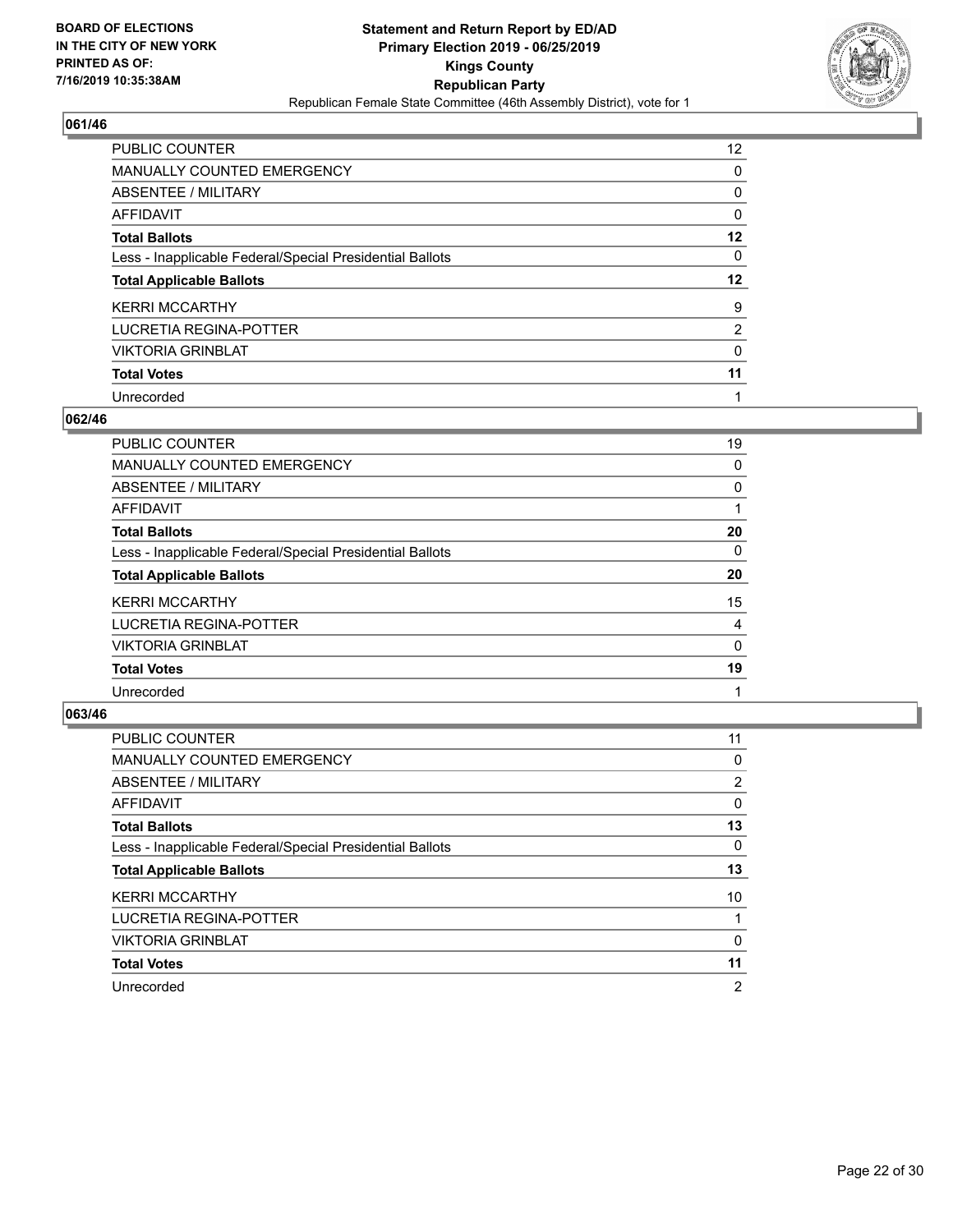**BOARD OF ELECTIONS IN THE CITY OF NEW YORK PRINTED AS OF: 7/16/2019 10:35:38AM**

**Statement and Return Report by ED/AD Primary Election 2019 - 06/25/2019 Kings County Republican Party**

Republican Female State Committee (46th Assembly District), vote for 1

## 061/46

| | |
|---|---|
| PUBLIC COUNTER | 12 |
| MANUALLY COUNTED EMERGENCY | 0 |
| ABSENTEE / MILITARY | 0 |
| AFFIDAVIT | 0 |
| **Total Ballots** | **12** |
| Less - Inapplicable Federal/Special Presidential Ballots | 0 |
| **Total Applicable Ballots** | **12** |
| KERRI MCCARTHY | 9 |
| LUCRETIA REGINA-POTTER | 2 |
| VIKTORIA GRINBLAT | 0 |
| **Total Votes** | **11** |
| Unrecorded | 1 |

## 062/46

| | |
|---|---|
| PUBLIC COUNTER | 19 |
| MANUALLY COUNTED EMERGENCY | 0 |
| ABSENTEE / MILITARY | 0 |
| AFFIDAVIT | 1 |
| **Total Ballots** | **20** |
| Less - Inapplicable Federal/Special Presidential Ballots | 0 |
| **Total Applicable Ballots** | **20** |
| KERRI MCCARTHY | 15 |
| LUCRETIA REGINA-POTTER | 4 |
| VIKTORIA GRINBLAT | 0 |
| **Total Votes** | **19** |
| Unrecorded | 1 |

## 063/46

| | |
|---|---|
| PUBLIC COUNTER | 11 |
| MANUALLY COUNTED EMERGENCY | 0 |
| ABSENTEE / MILITARY | 2 |
| AFFIDAVIT | 0 |
| **Total Ballots** | **13** |
| Less - Inapplicable Federal/Special Presidential Ballots | 0 |
| **Total Applicable Ballots** | **13** |
| KERRI MCCARTHY | 10 |
| LUCRETIA REGINA-POTTER | 1 |
| VIKTORIA GRINBLAT | 0 |
| **Total Votes** | **11** |
| Unrecorded | 2 |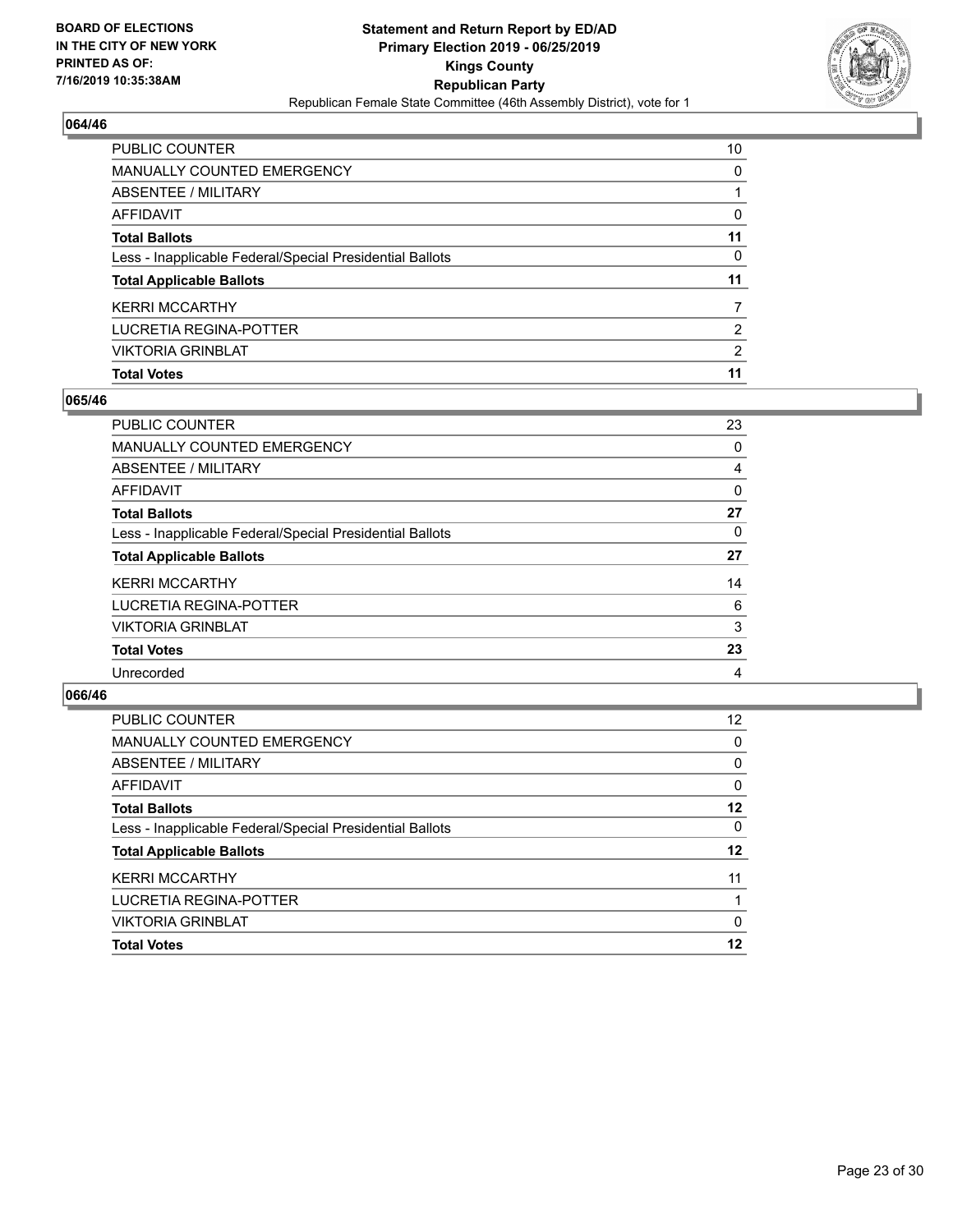**BOARD OF ELECTIONS IN THE CITY OF NEW YORK PRINTED AS OF: 7/16/2019 10:35:38AM**

**Statement and Return Report by ED/AD Primary Election 2019 - 06/25/2019 Kings County Republican Party**

Republican Female State Committee (46th Assembly District), vote for 1

### 064/46

| | |
|---|---|
| PUBLIC COUNTER | 10 |
| MANUALLY COUNTED EMERGENCY | 0 |
| ABSENTEE / MILITARY | 1 |
| AFFIDAVIT | 0 |
| **Total Ballots** | **11** |
| Less - Inapplicable Federal/Special Presidential Ballots | 0 |
| **Total Applicable Ballots** | **11** |
| KERRI MCCARTHY | 7 |
| LUCRETIA REGINA-POTTER | 2 |
| VIKTORIA GRINBLAT | 2 |
| **Total Votes** | **11** |

### 065/46

| | |
|---|---|
| PUBLIC COUNTER | 23 |
| MANUALLY COUNTED EMERGENCY | 0 |
| ABSENTEE / MILITARY | 4 |
| AFFIDAVIT | 0 |
| **Total Ballots** | **27** |
| Less - Inapplicable Federal/Special Presidential Ballots | 0 |
| **Total Applicable Ballots** | **27** |
| KERRI MCCARTHY | 14 |
| LUCRETIA REGINA-POTTER | 6 |
| VIKTORIA GRINBLAT | 3 |
| **Total Votes** | **23** |
| Unrecorded | 4 |

### 066/46

| | |
|---|---|
| PUBLIC COUNTER | 12 |
| MANUALLY COUNTED EMERGENCY | 0 |
| ABSENTEE / MILITARY | 0 |
| AFFIDAVIT | 0 |
| **Total Ballots** | **12** |
| Less - Inapplicable Federal/Special Presidential Ballots | 0 |
| **Total Applicable Ballots** | **12** |
| KERRI MCCARTHY | 11 |
| LUCRETIA REGINA-POTTER | 1 |
| VIKTORIA GRINBLAT | 0 |
| **Total Votes** | **12** |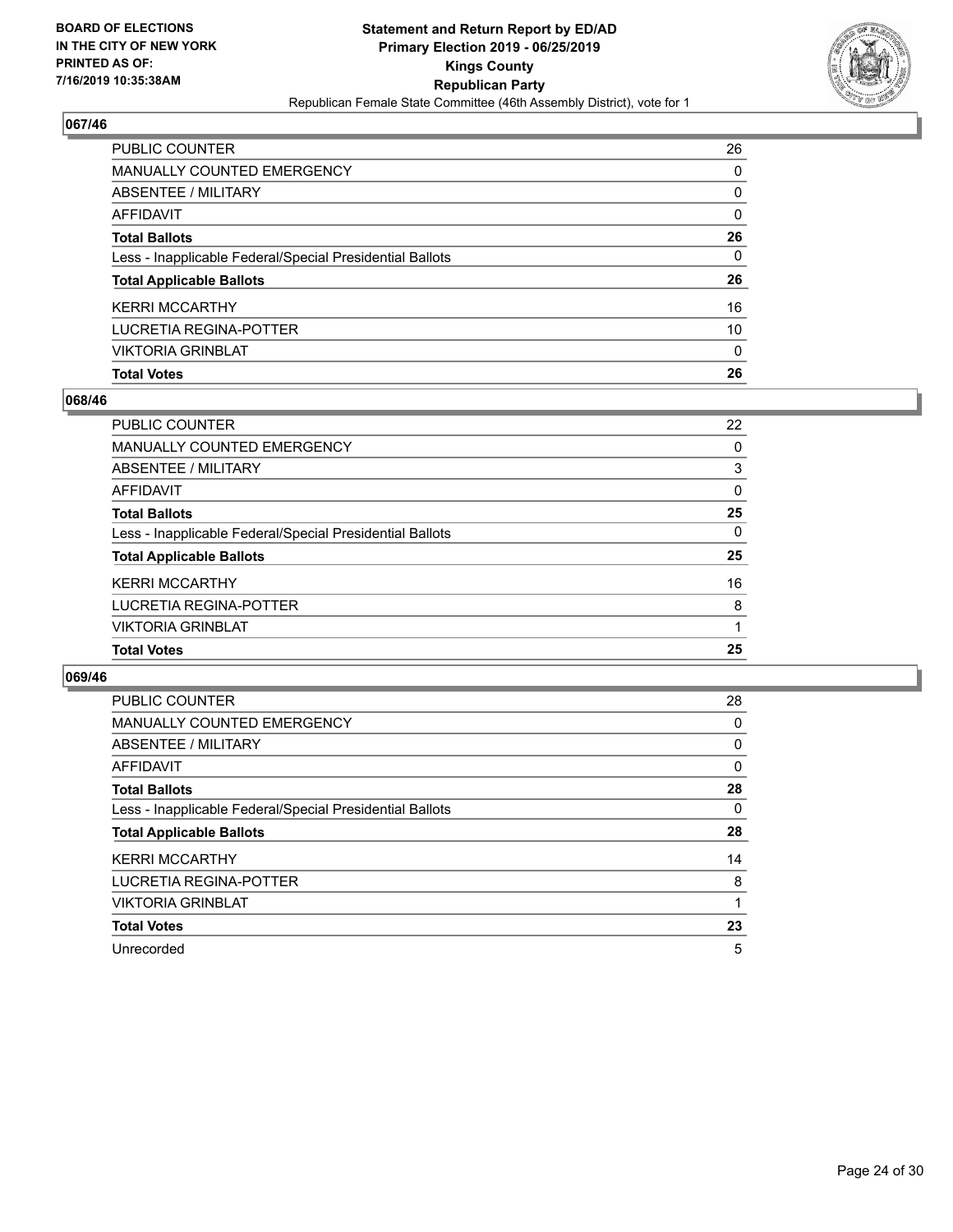BOARD OF ELECTIONS
IN THE CITY OF NEW YORK
PRINTED AS OF:
7/16/2019 10:35:38AM

**Statement and Return Report by ED/AD**
**Primary Election 2019 - 06/25/2019**
**Kings County**
**Republican Party**
Republican Female State Committee (46th Assembly District), vote for 1

### 067/46

| | |
|---|---|
| PUBLIC COUNTER | 26 |
| MANUALLY COUNTED EMERGENCY | 0 |
| ABSENTEE / MILITARY | 0 |
| AFFIDAVIT | 0 |
| **Total Ballots** | **26** |
| Less - Inapplicable Federal/Special Presidential Ballots | 0 |
| **Total Applicable Ballots** | **26** |
| KERRI MCCARTHY | 16 |
| LUCRETIA REGINA-POTTER | 10 |
| VIKTORIA GRINBLAT | 0 |
| **Total Votes** | **26** |

### 068/46

| | |
|---|---|
| PUBLIC COUNTER | 22 |
| MANUALLY COUNTED EMERGENCY | 0 |
| ABSENTEE / MILITARY | 3 |
| AFFIDAVIT | 0 |
| **Total Ballots** | **25** |
| Less - Inapplicable Federal/Special Presidential Ballots | 0 |
| **Total Applicable Ballots** | **25** |
| KERRI MCCARTHY | 16 |
| LUCRETIA REGINA-POTTER | 8 |
| VIKTORIA GRINBLAT | 1 |
| **Total Votes** | **25** |

### 069/46

| | |
|---|---|
| PUBLIC COUNTER | 28 |
| MANUALLY COUNTED EMERGENCY | 0 |
| ABSENTEE / MILITARY | 0 |
| AFFIDAVIT | 0 |
| **Total Ballots** | **28** |
| Less - Inapplicable Federal/Special Presidential Ballots | 0 |
| **Total Applicable Ballots** | **28** |
| KERRI MCCARTHY | 14 |
| LUCRETIA REGINA-POTTER | 8 |
| VIKTORIA GRINBLAT | 1 |
| **Total Votes** | **23** |
| Unrecorded | 5 |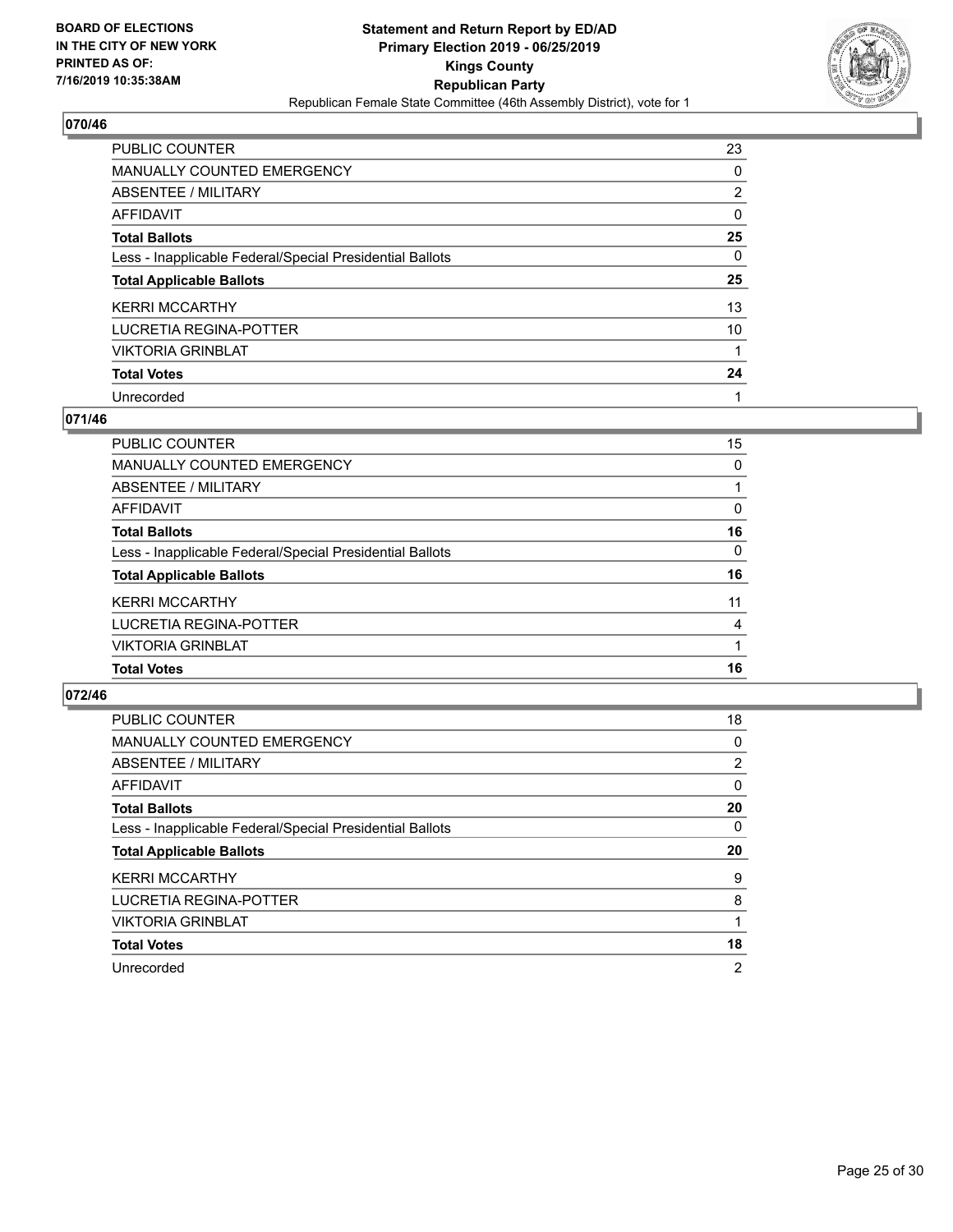BOARD OF ELECTIONS
IN THE CITY OF NEW YORK
PRINTED AS OF:
7/16/2019 10:35:38AM

**Statement and Return Report by ED/AD**
**Primary Election 2019 - 06/25/2019**
**Kings County**
**Republican Party**
Republican Female State Committee (46th Assembly District), vote for 1

## 070/46

| | |
|---|---|
| PUBLIC COUNTER | 23 |
| MANUALLY COUNTED EMERGENCY | 0 |
| ABSENTEE / MILITARY | 2 |
| AFFIDAVIT | 0 |
| **Total Ballots** | **25** |
| Less - Inapplicable Federal/Special Presidential Ballots | 0 |
| **Total Applicable Ballots** | **25** |
| KERRI MCCARTHY | 13 |
| LUCRETIA REGINA-POTTER | 10 |
| VIKTORIA GRINBLAT | 1 |
| **Total Votes** | **24** |
| Unrecorded | 1 |

## 071/46

| | |
|---|---|
| PUBLIC COUNTER | 15 |
| MANUALLY COUNTED EMERGENCY | 0 |
| ABSENTEE / MILITARY | 1 |
| AFFIDAVIT | 0 |
| **Total Ballots** | **16** |
| Less - Inapplicable Federal/Special Presidential Ballots | 0 |
| **Total Applicable Ballots** | **16** |
| KERRI MCCARTHY | 11 |
| LUCRETIA REGINA-POTTER | 4 |
| VIKTORIA GRINBLAT | 1 |
| **Total Votes** | **16** |

## 072/46

| | |
|---|---|
| PUBLIC COUNTER | 18 |
| MANUALLY COUNTED EMERGENCY | 0 |
| ABSENTEE / MILITARY | 2 |
| AFFIDAVIT | 0 |
| **Total Ballots** | **20** |
| Less - Inapplicable Federal/Special Presidential Ballots | 0 |
| **Total Applicable Ballots** | **20** |
| KERRI MCCARTHY | 9 |
| LUCRETIA REGINA-POTTER | 8 |
| VIKTORIA GRINBLAT | 1 |
| **Total Votes** | **18** |
| Unrecorded | 2 |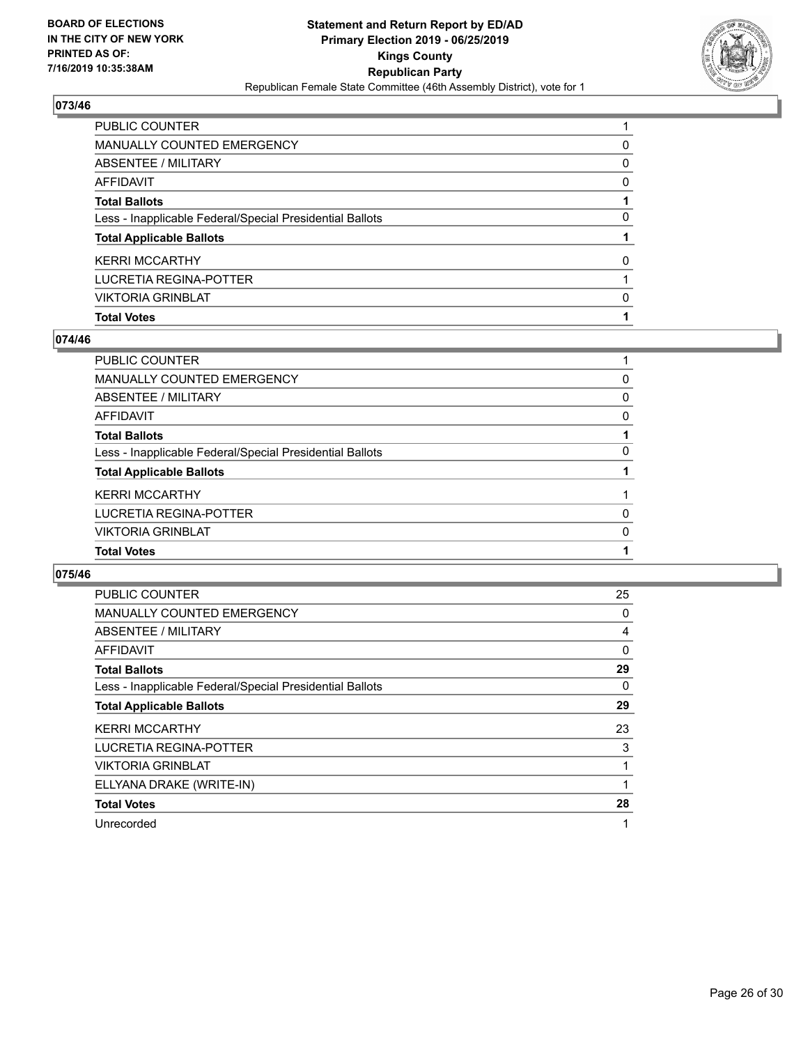**BOARD OF ELECTIONS IN THE CITY OF NEW YORK PRINTED AS OF: 7/16/2019 10:35:38AM**

**Statement and Return Report by ED/AD**
**Primary Election 2019 - 06/25/2019**
**Kings County**
**Republican Party**
Republican Female State Committee (46th Assembly District), vote for 1

## 073/46

| | |
|---|---|
| PUBLIC COUNTER | 1 |
| MANUALLY COUNTED EMERGENCY | 0 |
| ABSENTEE / MILITARY | 0 |
| AFFIDAVIT | 0 |
| **Total Ballots** | **1** |
| Less - Inapplicable Federal/Special Presidential Ballots | 0 |
| **Total Applicable Ballots** | **1** |
| KERRI MCCARTHY | 0 |
| LUCRETIA REGINA-POTTER | 1 |
| VIKTORIA GRINBLAT | 0 |
| **Total Votes** | **1** |

## 074/46

| | |
|---|---|
| PUBLIC COUNTER | 1 |
| MANUALLY COUNTED EMERGENCY | 0 |
| ABSENTEE / MILITARY | 0 |
| AFFIDAVIT | 0 |
| **Total Ballots** | **1** |
| Less - Inapplicable Federal/Special Presidential Ballots | 0 |
| **Total Applicable Ballots** | **1** |
| KERRI MCCARTHY | 1 |
| LUCRETIA REGINA-POTTER | 0 |
| VIKTORIA GRINBLAT | 0 |
| **Total Votes** | **1** |

## 075/46

| | |
|---|---|
| PUBLIC COUNTER | 25 |
| MANUALLY COUNTED EMERGENCY | 0 |
| ABSENTEE / MILITARY | 4 |
| AFFIDAVIT | 0 |
| **Total Ballots** | **29** |
| Less - Inapplicable Federal/Special Presidential Ballots | 0 |
| **Total Applicable Ballots** | **29** |
| KERRI MCCARTHY | 23 |
| LUCRETIA REGINA-POTTER | 3 |
| VIKTORIA GRINBLAT | 1 |
| ELLYANA DRAKE (WRITE-IN) | 1 |
| **Total Votes** | **28** |
| Unrecorded | 1 |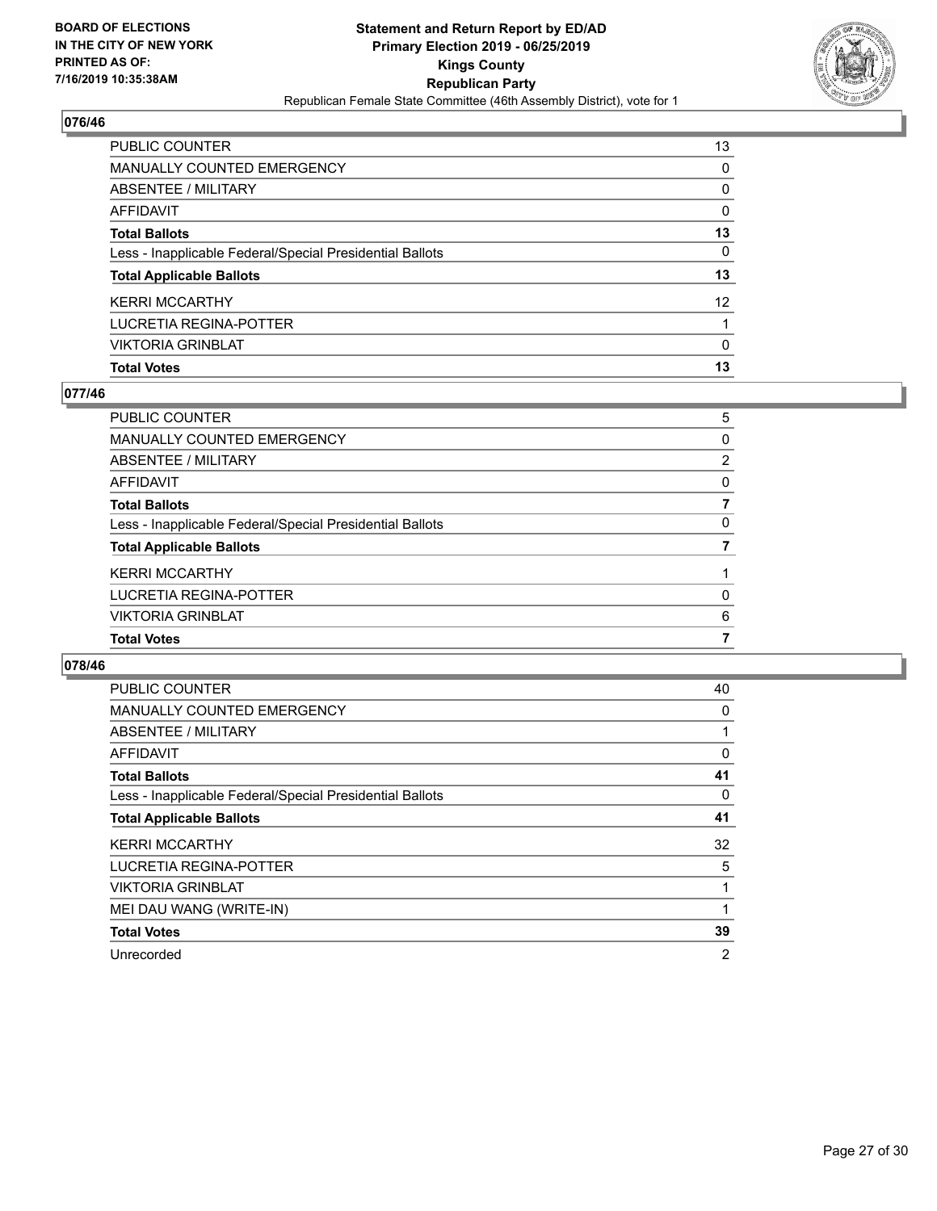### 076/46

| | |
|---|---|
| PUBLIC COUNTER | 13 |
| MANUALLY COUNTED EMERGENCY | 0 |
| ABSENTEE / MILITARY | 0 |
| AFFIDAVIT | 0 |
| **Total Ballots** | **13** |
| Less - Inapplicable Federal/Special Presidential Ballots | 0 |
| **Total Applicable Ballots** | **13** |
| KERRI MCCARTHY | 12 |
| LUCRETIA REGINA-POTTER | 1 |
| VIKTORIA GRINBLAT | 0 |
| **Total Votes** | **13** |

### 077/46

| | |
|---|---|
| PUBLIC COUNTER | 5 |
| MANUALLY COUNTED EMERGENCY | 0 |
| ABSENTEE / MILITARY | 2 |
| AFFIDAVIT | 0 |
| **Total Ballots** | **7** |
| Less - Inapplicable Federal/Special Presidential Ballots | 0 |
| **Total Applicable Ballots** | **7** |
| KERRI MCCARTHY | 1 |
| LUCRETIA REGINA-POTTER | 0 |
| VIKTORIA GRINBLAT | 6 |
| **Total Votes** | **7** |

### 078/46

| | |
|---|---|
| PUBLIC COUNTER | 40 |
| MANUALLY COUNTED EMERGENCY | 0 |
| ABSENTEE / MILITARY | 1 |
| AFFIDAVIT | 0 |
| **Total Ballots** | **41** |
| Less - Inapplicable Federal/Special Presidential Ballots | 0 |
| **Total Applicable Ballots** | **41** |
| KERRI MCCARTHY | 32 |
| LUCRETIA REGINA-POTTER | 5 |
| VIKTORIA GRINBLAT | 1 |
| MEI DAU WANG (WRITE-IN) | 1 |
| **Total Votes** | **39** |
| Unrecorded | 2 |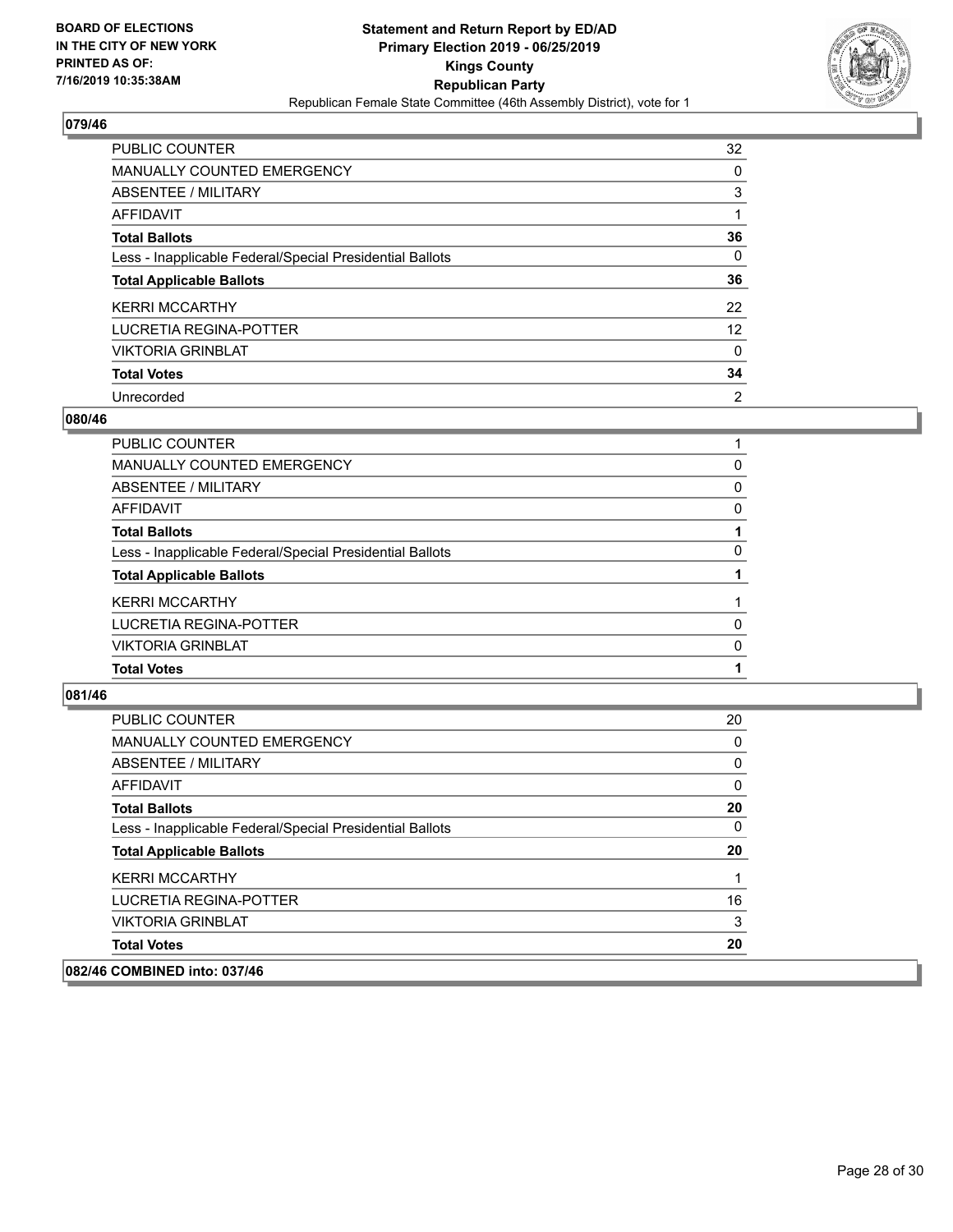**BOARD OF ELECTIONS IN THE CITY OF NEW YORK PRINTED AS OF: 7/16/2019 10:35:38AM**

**Statement and Return Report by ED/AD**
**Primary Election 2019 - 06/25/2019**
**Kings County**
**Republican Party**
Republican Female State Committee (46th Assembly District), vote for 1

## 079/46

| | |
|---|---|
| PUBLIC COUNTER | 32 |
| MANUALLY COUNTED EMERGENCY | 0 |
| ABSENTEE / MILITARY | 3 |
| AFFIDAVIT | 1 |
| **Total Ballots** | **36** |
| Less - Inapplicable Federal/Special Presidential Ballots | 0 |
| **Total Applicable Ballots** | **36** |
| KERRI MCCARTHY | 22 |
| LUCRETIA REGINA-POTTER | 12 |
| VIKTORIA GRINBLAT | 0 |
| **Total Votes** | **34** |
| Unrecorded | 2 |

## 080/46

| | |
|---|---|
| PUBLIC COUNTER | 1 |
| MANUALLY COUNTED EMERGENCY | 0 |
| ABSENTEE / MILITARY | 0 |
| AFFIDAVIT | 0 |
| **Total Ballots** | **1** |
| Less - Inapplicable Federal/Special Presidential Ballots | 0 |
| **Total Applicable Ballots** | **1** |
| KERRI MCCARTHY | 1 |
| LUCRETIA REGINA-POTTER | 0 |
| VIKTORIA GRINBLAT | 0 |
| **Total Votes** | **1** |

## 081/46

| | |
|---|---|
| PUBLIC COUNTER | 20 |
| MANUALLY COUNTED EMERGENCY | 0 |
| ABSENTEE / MILITARY | 0 |
| AFFIDAVIT | 0 |
| **Total Ballots** | **20** |
| Less - Inapplicable Federal/Special Presidential Ballots | 0 |
| **Total Applicable Ballots** | **20** |
| KERRI MCCARTHY | 1 |
| LUCRETIA REGINA-POTTER | 16 |
| VIKTORIA GRINBLAT | 3 |
| **Total Votes** | **20** |

## 082/46 COMBINED into: 037/46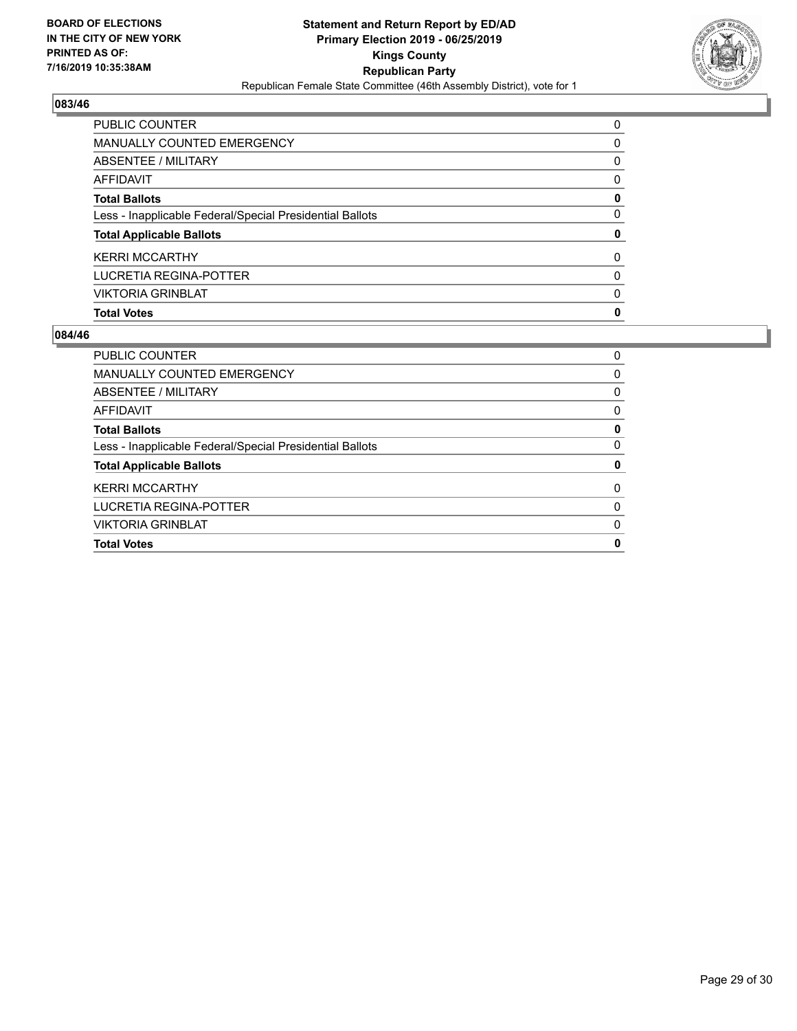## 083/46

| | |
|---|---|
| PUBLIC COUNTER | 0 |
| MANUALLY COUNTED EMERGENCY | 0 |
| ABSENTEE / MILITARY | 0 |
| AFFIDAVIT | 0 |
| **Total Ballots** | **0** |
| Less - Inapplicable Federal/Special Presidential Ballots | 0 |
| **Total Applicable Ballots** | **0** |
| KERRI MCCARTHY | 0 |
| LUCRETIA REGINA-POTTER | 0 |
| VIKTORIA GRINBLAT | 0 |
| **Total Votes** | **0** |

## 084/46

| | |
|---|---|
| PUBLIC COUNTER | 0 |
| MANUALLY COUNTED EMERGENCY | 0 |
| ABSENTEE / MILITARY | 0 |
| AFFIDAVIT | 0 |
| **Total Ballots** | **0** |
| Less - Inapplicable Federal/Special Presidential Ballots | 0 |
| **Total Applicable Ballots** | **0** |
| KERRI MCCARTHY | 0 |
| LUCRETIA REGINA-POTTER | 0 |
| VIKTORIA GRINBLAT | 0 |
| **Total Votes** | **0** |